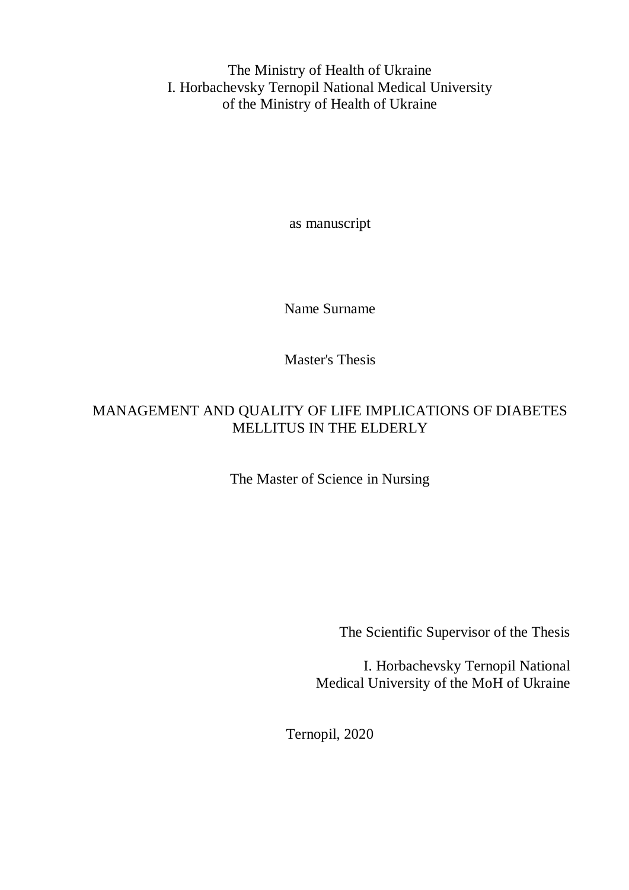The Ministry of Health of Ukraine
I. Horbachevsky Ternopil National Medical University
of the Ministry of Health of Ukraine

as manuscript

Name Surname

Master's Thesis

# MANAGEMENT AND QUALITY OF LIFE IMPLICATIONS OF DIABETES MELLITUS IN THE ELDERLY

The Master of Science in Nursing

The Scientific Supervisor of the Thesis

I. Horbachevsky Ternopil National
Medical University of the MoH of Ukraine

Ternopil, 2020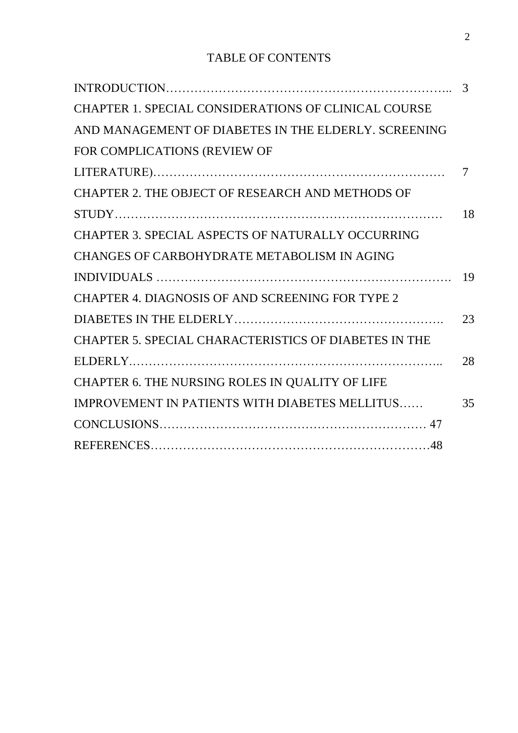# TABLE OF CONTENTS

| | |
|---|---|
| INTRODUCTION………………………………………………………….. | 3 |
| CHAPTER 1. SPECIAL CONSIDERATIONS OF CLINICAL COURSE AND MANAGEMENT OF DIABETES IN THE ELDERLY. SCREENING FOR COMPLICATIONS (REVIEW OF LITERATURE)…………………………………………………………… | 7 |
| CHAPTER 2. THE OBJECT OF RESEARCH AND METHODS OF STUDY………………………………………………………………… | 18 |
| CHAPTER 3. SPECIAL ASPECTS OF NATURALLY OCCURRING CHANGES OF CARBOHYDRATE METABOLISM IN AGING INDIVIDUALS ……………………………………………………………. | 19 |
| CHAPTER 4. DIAGNOSIS OF AND SCREENING FOR TYPE 2 DIABETES IN THE ELDERLY……………………………………………. | 23 |
| CHAPTER 5. SPECIAL CHARACTERISTICS OF DIABETES IN THE ELDERLY……………………………………………………………….. | 28 |
| CHAPTER 6. THE NURSING ROLES IN QUALITY OF LIFE IMPROVEMENT IN PATIENTS WITH DIABETES MELLITUS…… | 35 |
| CONCLUSIONS……………………………………………………… | 47 |
| REFERENCES………………………………………………………… | 48 |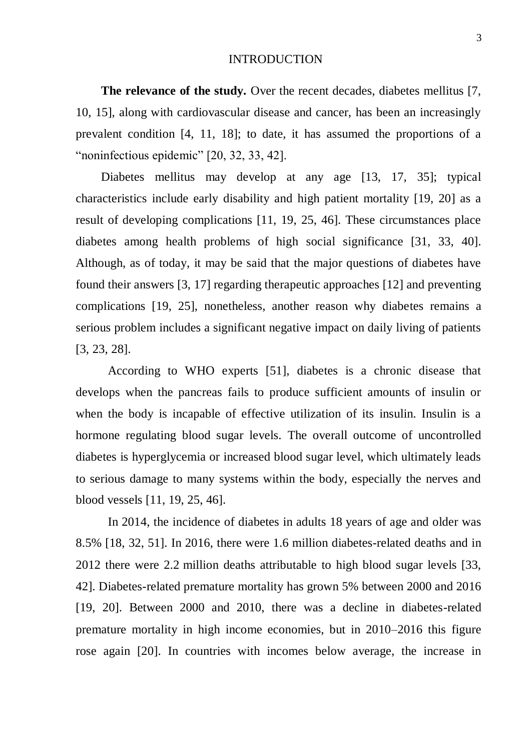# INTRODUCTION

**The relevance of the study.** Over the recent decades, diabetes mellitus [7, 10, 15], along with cardiovascular disease and cancer, has been an increasingly prevalent condition [4, 11, 18]; to date, it has assumed the proportions of a "noninfectious epidemic" [20, 32, 33, 42].

Diabetes mellitus may develop at any age [13, 17, 35]; typical characteristics include early disability and high patient mortality [19, 20] as a result of developing complications [11, 19, 25, 46]. These circumstances place diabetes among health problems of high social significance [31, 33, 40]. Although, as of today, it may be said that the major questions of diabetes have found their answers [3, 17] regarding therapeutic approaches [12] and preventing complications [19, 25], nonetheless, another reason why diabetes remains a serious problem includes a significant negative impact on daily living of patients [3, 23, 28].

According to WHO experts [51], diabetes is a chronic disease that develops when the pancreas fails to produce sufficient amounts of insulin or when the body is incapable of effective utilization of its insulin. Insulin is a hormone regulating blood sugar levels. The overall outcome of uncontrolled diabetes is hyperglycemia or increased blood sugar level, which ultimately leads to serious damage to many systems within the body, especially the nerves and blood vessels [11, 19, 25, 46].

In 2014, the incidence of diabetes in adults 18 years of age and older was 8.5% [18, 32, 51]. In 2016, there were 1.6 million diabetes-related deaths and in 2012 there were 2.2 million deaths attributable to high blood sugar levels [33, 42]. Diabetes-related premature mortality has grown 5% between 2000 and 2016 [19, 20]. Between 2000 and 2010, there was a decline in diabetes-related premature mortality in high income economies, but in 2010–2016 this figure rose again [20]. In countries with incomes below average, the increase in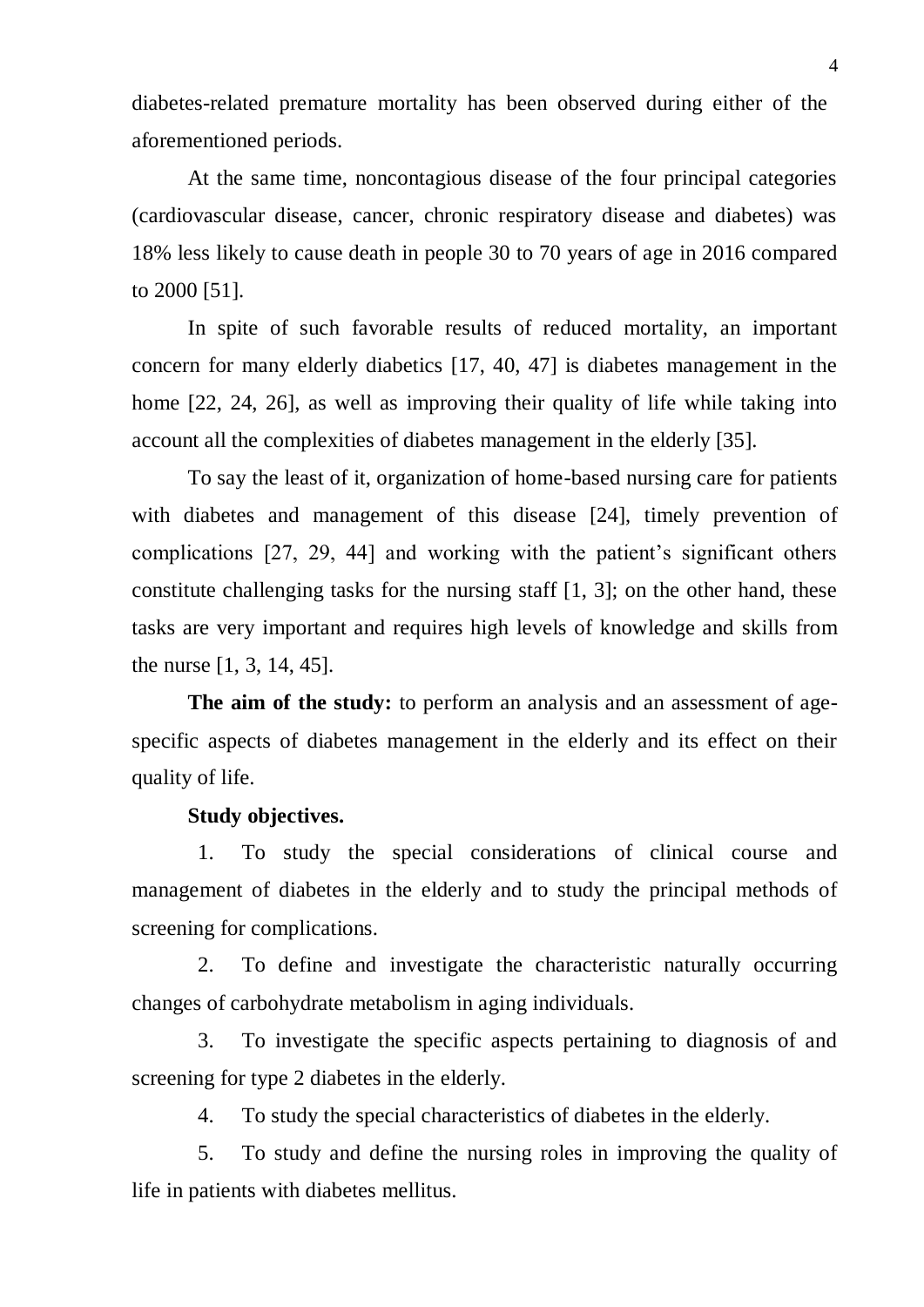diabetes-related premature mortality has been observed during either of the aforementioned periods.

At the same time, noncontagious disease of the four principal categories (cardiovascular disease, cancer, chronic respiratory disease and diabetes) was 18% less likely to cause death in people 30 to 70 years of age in 2016 compared to 2000 [51].

In spite of such favorable results of reduced mortality, an important concern for many elderly diabetics [17, 40, 47] is diabetes management in the home [22, 24, 26], as well as improving their quality of life while taking into account all the complexities of diabetes management in the elderly [35].

To say the least of it, organization of home-based nursing care for patients with diabetes and management of this disease [24], timely prevention of complications [27, 29, 44] and working with the patient's significant others constitute challenging tasks for the nursing staff [1, 3]; on the other hand, these tasks are very important and requires high levels of knowledge and skills from the nurse [1, 3, 14, 45].

**The aim of the study:** to perform an analysis and an assessment of age-specific aspects of diabetes management in the elderly and its effect on their quality of life.

**Study objectives.**

1. To study the special considerations of clinical course and management of diabetes in the elderly and to study the principal methods of screening for complications.
2. To define and investigate the characteristic naturally occurring changes of carbohydrate metabolism in aging individuals.
3. To investigate the specific aspects pertaining to diagnosis of and screening for type 2 diabetes in the elderly.
4. To study the special characteristics of diabetes in the elderly.
5. To study and define the nursing roles in improving the quality of life in patients with diabetes mellitus.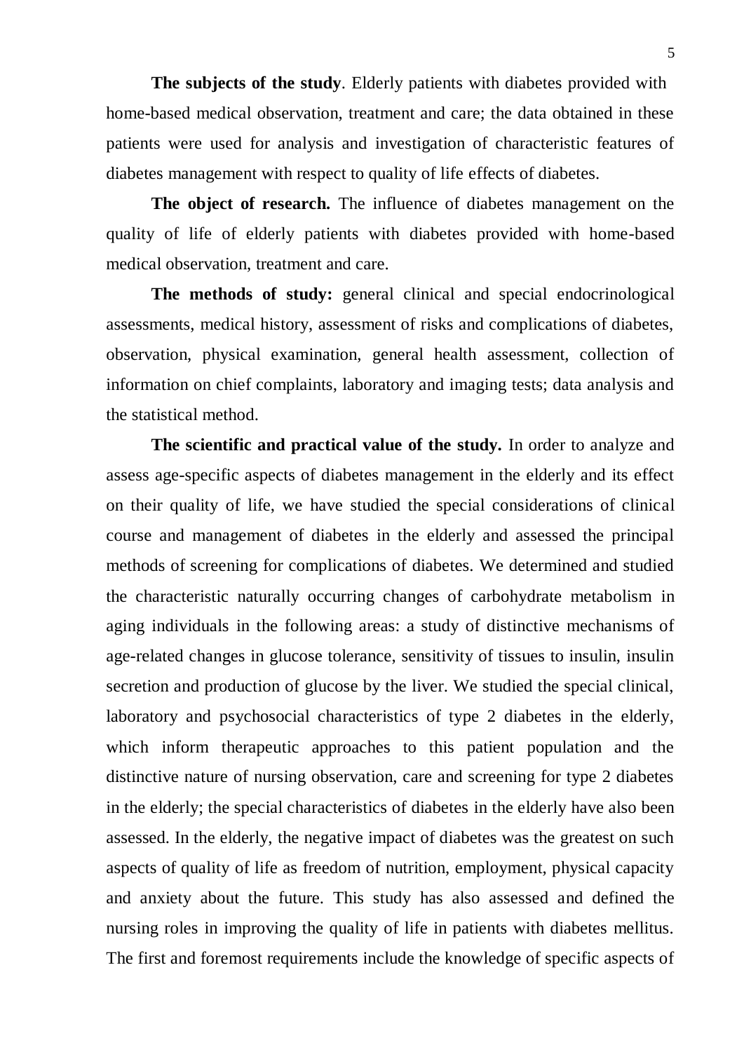**The subjects of the study**. Elderly patients with diabetes provided with home-based medical observation, treatment and care; the data obtained in these patients were used for analysis and investigation of characteristic features of diabetes management with respect to quality of life effects of diabetes.

**The object of research.** The influence of diabetes management on the quality of life of elderly patients with diabetes provided with home-based medical observation, treatment and care.

**The methods of study:** general clinical and special endocrinological assessments, medical history, assessment of risks and complications of diabetes, observation, physical examination, general health assessment, collection of information on chief complaints, laboratory and imaging tests; data analysis and the statistical method.

**The scientific and practical value of the study.** In order to analyze and assess age-specific aspects of diabetes management in the elderly and its effect on their quality of life, we have studied the special considerations of clinical course and management of diabetes in the elderly and assessed the principal methods of screening for complications of diabetes. We determined and studied the characteristic naturally occurring changes of carbohydrate metabolism in aging individuals in the following areas: a study of distinctive mechanisms of age-related changes in glucose tolerance, sensitivity of tissues to insulin, insulin secretion and production of glucose by the liver. We studied the special clinical, laboratory and psychosocial characteristics of type 2 diabetes in the elderly, which inform therapeutic approaches to this patient population and the distinctive nature of nursing observation, care and screening for type 2 diabetes in the elderly; the special characteristics of diabetes in the elderly have also been assessed. In the elderly, the negative impact of diabetes was the greatest on such aspects of quality of life as freedom of nutrition, employment, physical capacity and anxiety about the future. This study has also assessed and defined the nursing roles in improving the quality of life in patients with diabetes mellitus. The first and foremost requirements include the knowledge of specific aspects of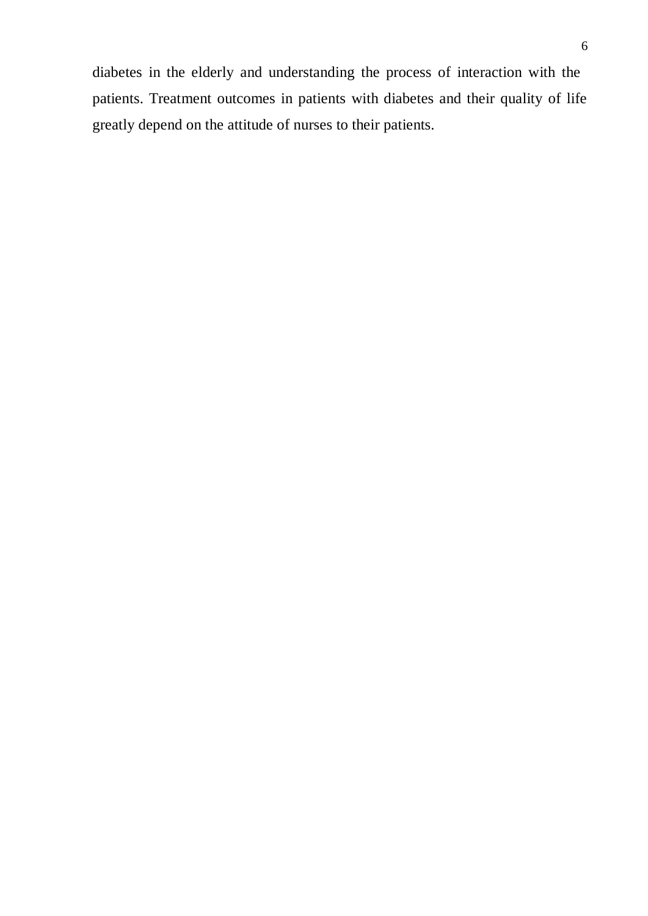diabetes in the elderly and understanding the process of interaction with the patients. Treatment outcomes in patients with diabetes and their quality of life greatly depend on the attitude of nurses to their patients.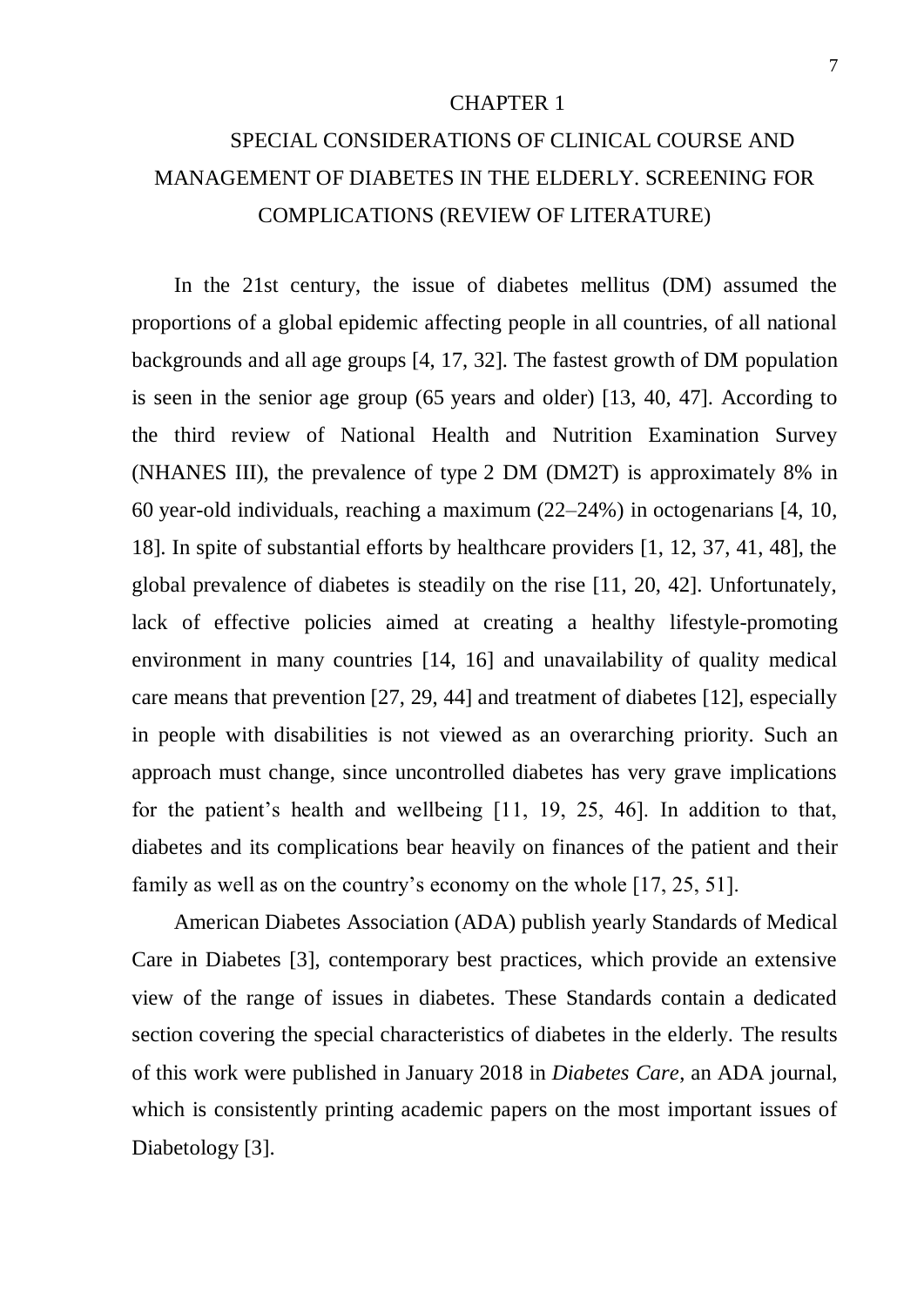# CHAPTER 1

## SPECIAL CONSIDERATIONS OF CLINICAL COURSE AND MANAGEMENT OF DIABETES IN THE ELDERLY. SCREENING FOR COMPLICATIONS (REVIEW OF LITERATURE)

In the 21st century, the issue of diabetes mellitus (DM) assumed the proportions of a global epidemic affecting people in all countries, of all national backgrounds and all age groups [4, 17, 32]. The fastest growth of DM population is seen in the senior age group (65 years and older) [13, 40, 47]. According to the third review of National Health and Nutrition Examination Survey (NHANES III), the prevalence of type 2 DM (DM2T) is approximately 8% in 60 year-old individuals, reaching a maximum (22–24%) in octogenarians [4, 10, 18]. In spite of substantial efforts by healthcare providers [1, 12, 37, 41, 48], the global prevalence of diabetes is steadily on the rise [11, 20, 42]. Unfortunately, lack of effective policies aimed at creating a healthy lifestyle-promoting environment in many countries [14, 16] and unavailability of quality medical care means that prevention [27, 29, 44] and treatment of diabetes [12], especially in people with disabilities is not viewed as an overarching priority. Such an approach must change, since uncontrolled diabetes has very grave implications for the patient's health and wellbeing [11, 19, 25, 46]. In addition to that, diabetes and its complications bear heavily on finances of the patient and their family as well as on the country's economy on the whole [17, 25, 51].

American Diabetes Association (ADA) publish yearly Standards of Medical Care in Diabetes [3], contemporary best practices, which provide an extensive view of the range of issues in diabetes. These Standards contain a dedicated section covering the special characteristics of diabetes in the elderly. The results of this work were published in January 2018 in *Diabetes Care*, an ADA journal, which is consistently printing academic papers on the most important issues of Diabetology [3].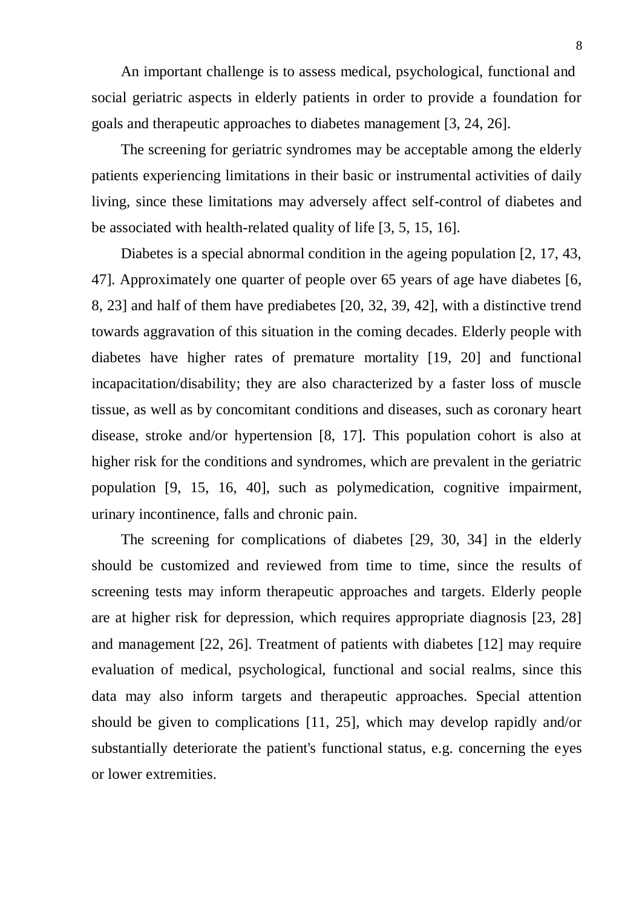An important challenge is to assess medical, psychological, functional and social geriatric aspects in elderly patients in order to provide a foundation for goals and therapeutic approaches to diabetes management [3, 24, 26].

The screening for geriatric syndromes may be acceptable among the elderly patients experiencing limitations in their basic or instrumental activities of daily living, since these limitations may adversely affect self-control of diabetes and be associated with health-related quality of life [3, 5, 15, 16].

Diabetes is a special abnormal condition in the ageing population [2, 17, 43, 47]. Approximately one quarter of people over 65 years of age have diabetes [6, 8, 23] and half of them have prediabetes [20, 32, 39, 42], with a distinctive trend towards aggravation of this situation in the coming decades. Elderly people with diabetes have higher rates of premature mortality [19, 20] and functional incapacitation/disability; they are also characterized by a faster loss of muscle tissue, as well as by concomitant conditions and diseases, such as coronary heart disease, stroke and/or hypertension [8, 17]. This population cohort is also at higher risk for the conditions and syndromes, which are prevalent in the geriatric population [9, 15, 16, 40], such as polymedication, cognitive impairment, urinary incontinence, falls and chronic pain.

The screening for complications of diabetes [29, 30, 34] in the elderly should be customized and reviewed from time to time, since the results of screening tests may inform therapeutic approaches and targets. Elderly people are at higher risk for depression, which requires appropriate diagnosis [23, 28] and management [22, 26]. Treatment of patients with diabetes [12] may require evaluation of medical, psychological, functional and social realms, since this data may also inform targets and therapeutic approaches. Special attention should be given to complications [11, 25], which may develop rapidly and/or substantially deteriorate the patient's functional status, e.g. concerning the eyes or lower extremities.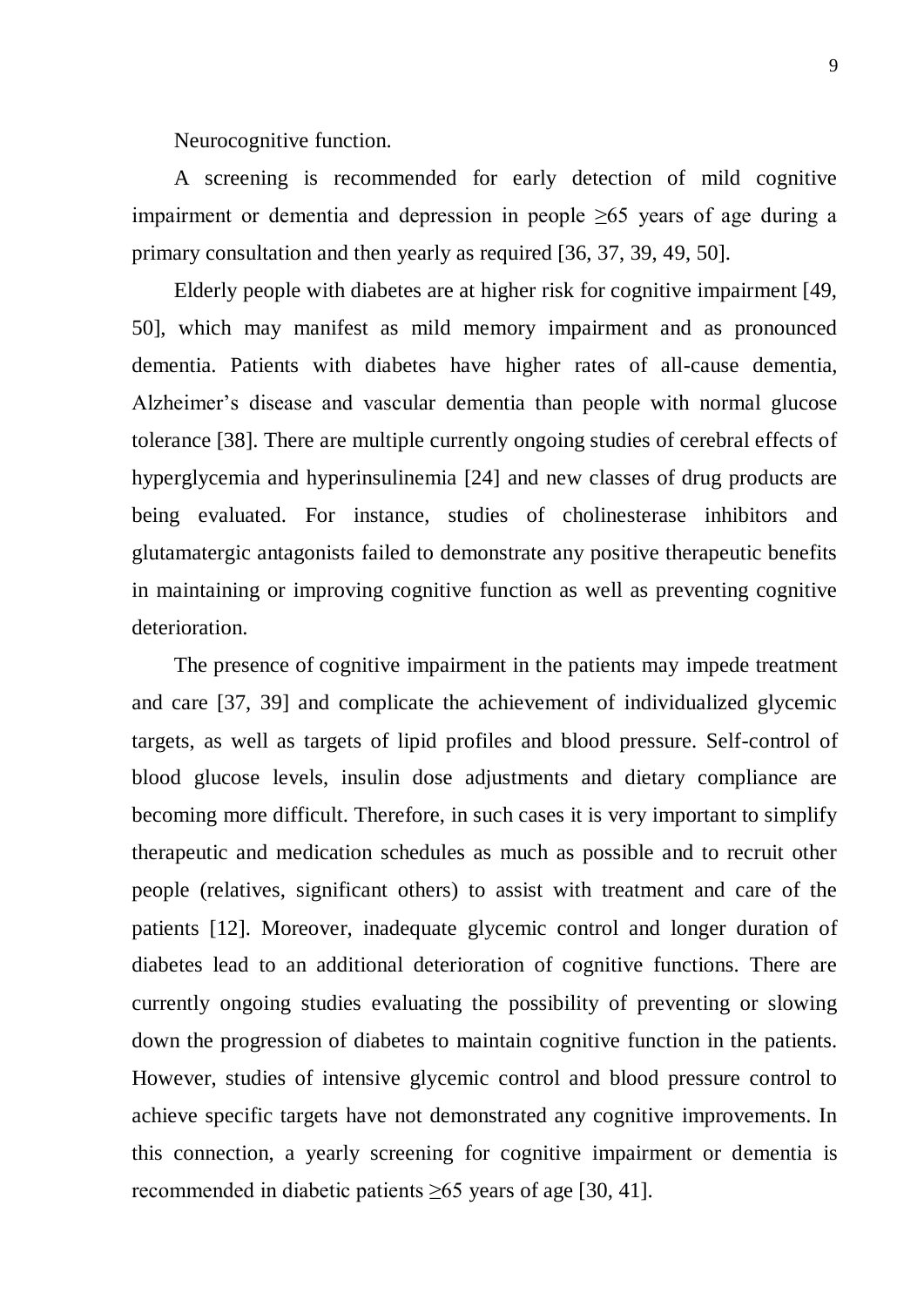Neurocognitive function.

A screening is recommended for early detection of mild cognitive impairment or dementia and depression in people ≥65 years of age during a primary consultation and then yearly as required [36, 37, 39, 49, 50].

Elderly people with diabetes are at higher risk for cognitive impairment [49, 50], which may manifest as mild memory impairment and as pronounced dementia. Patients with diabetes have higher rates of all-cause dementia, Alzheimer's disease and vascular dementia than people with normal glucose tolerance [38]. There are multiple currently ongoing studies of cerebral effects of hyperglycemia and hyperinsulinemia [24] and new classes of drug products are being evaluated. For instance, studies of cholinesterase inhibitors and glutamatergic antagonists failed to demonstrate any positive therapeutic benefits in maintaining or improving cognitive function as well as preventing cognitive deterioration.

The presence of cognitive impairment in the patients may impede treatment and care [37, 39] and complicate the achievement of individualized glycemic targets, as well as targets of lipid profiles and blood pressure. Self-control of blood glucose levels, insulin dose adjustments and dietary compliance are becoming more difficult. Therefore, in such cases it is very important to simplify therapeutic and medication schedules as much as possible and to recruit other people (relatives, significant others) to assist with treatment and care of the patients [12]. Moreover, inadequate glycemic control and longer duration of diabetes lead to an additional deterioration of cognitive functions. There are currently ongoing studies evaluating the possibility of preventing or slowing down the progression of diabetes to maintain cognitive function in the patients. However, studies of intensive glycemic control and blood pressure control to achieve specific targets have not demonstrated any cognitive improvements. In this connection, a yearly screening for cognitive impairment or dementia is recommended in diabetic patients ≥65 years of age [30, 41].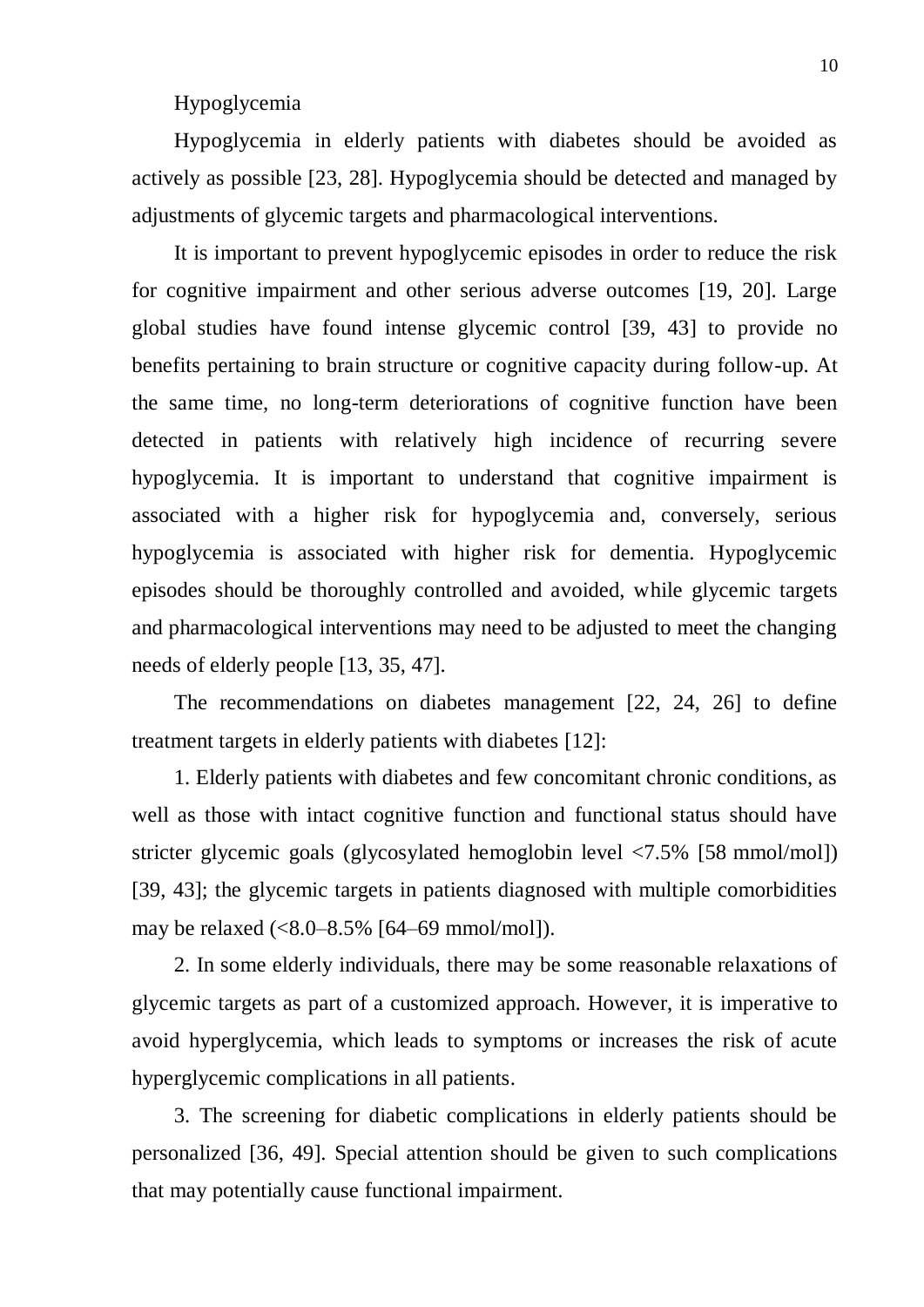## Hypoglycemia

Hypoglycemia in elderly patients with diabetes should be avoided as actively as possible [23, 28]. Hypoglycemia should be detected and managed by adjustments of glycemic targets and pharmacological interventions.

It is important to prevent hypoglycemic episodes in order to reduce the risk for cognitive impairment and other serious adverse outcomes [19, 20]. Large global studies have found intense glycemic control [39, 43] to provide no benefits pertaining to brain structure or cognitive capacity during follow-up. At the same time, no long-term deteriorations of cognitive function have been detected in patients with relatively high incidence of recurring severe hypoglycemia. It is important to understand that cognitive impairment is associated with a higher risk for hypoglycemia and, conversely, serious hypoglycemia is associated with higher risk for dementia. Hypoglycemic episodes should be thoroughly controlled and avoided, while glycemic targets and pharmacological interventions may need to be adjusted to meet the changing needs of elderly people [13, 35, 47].

The recommendations on diabetes management [22, 24, 26] to define treatment targets in elderly patients with diabetes [12]:

1. Elderly patients with diabetes and few concomitant chronic conditions, as well as those with intact cognitive function and functional status should have stricter glycemic goals (glycosylated hemoglobin level <7.5% [58 mmol/mol]) [39, 43]; the glycemic targets in patients diagnosed with multiple comorbidities may be relaxed (<8.0–8.5% [64–69 mmol/mol]).

2. In some elderly individuals, there may be some reasonable relaxations of glycemic targets as part of a customized approach. However, it is imperative to avoid hyperglycemia, which leads to symptoms or increases the risk of acute hyperglycemic complications in all patients.

3. The screening for diabetic complications in elderly patients should be personalized [36, 49]. Special attention should be given to such complications that may potentially cause functional impairment.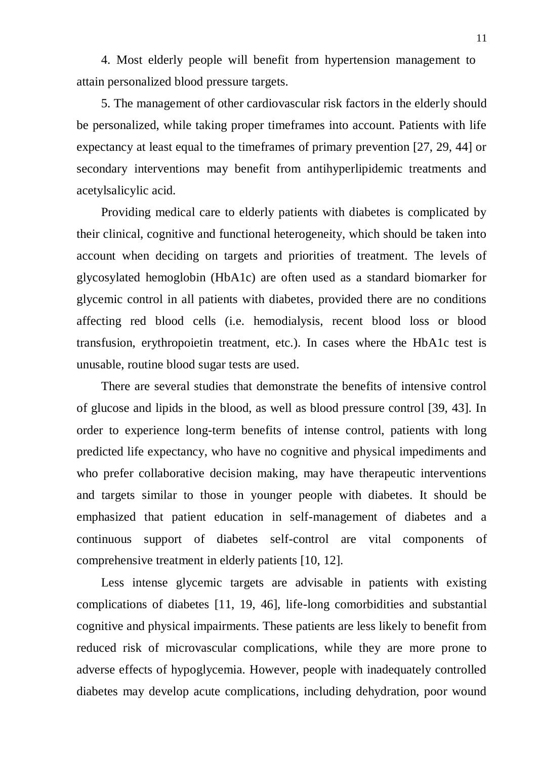4. Most elderly people will benefit from hypertension management to attain personalized blood pressure targets.

5. The management of other cardiovascular risk factors in the elderly should be personalized, while taking proper timeframes into account. Patients with life expectancy at least equal to the timeframes of primary prevention [27, 29, 44] or secondary interventions may benefit from antihyperlipidemic treatments and acetylsalicylic acid.

Providing medical care to elderly patients with diabetes is complicated by their clinical, cognitive and functional heterogeneity, which should be taken into account when deciding on targets and priorities of treatment. The levels of glycosylated hemoglobin (HbA1c) are often used as a standard biomarker for glycemic control in all patients with diabetes, provided there are no conditions affecting red blood cells (i.e. hemodialysis, recent blood loss or blood transfusion, erythropoietin treatment, etc.). In cases where the HbA1c test is unusable, routine blood sugar tests are used.

There are several studies that demonstrate the benefits of intensive control of glucose and lipids in the blood, as well as blood pressure control [39, 43]. In order to experience long-term benefits of intense control, patients with long predicted life expectancy, who have no cognitive and physical impediments and who prefer collaborative decision making, may have therapeutic interventions and targets similar to those in younger people with diabetes. It should be emphasized that patient education in self-management of diabetes and a continuous support of diabetes self-control are vital components of comprehensive treatment in elderly patients [10, 12].

Less intense glycemic targets are advisable in patients with existing complications of diabetes [11, 19, 46], life-long comorbidities and substantial cognitive and physical impairments. These patients are less likely to benefit from reduced risk of microvascular complications, while they are more prone to adverse effects of hypoglycemia. However, people with inadequately controlled diabetes may develop acute complications, including dehydration, poor wound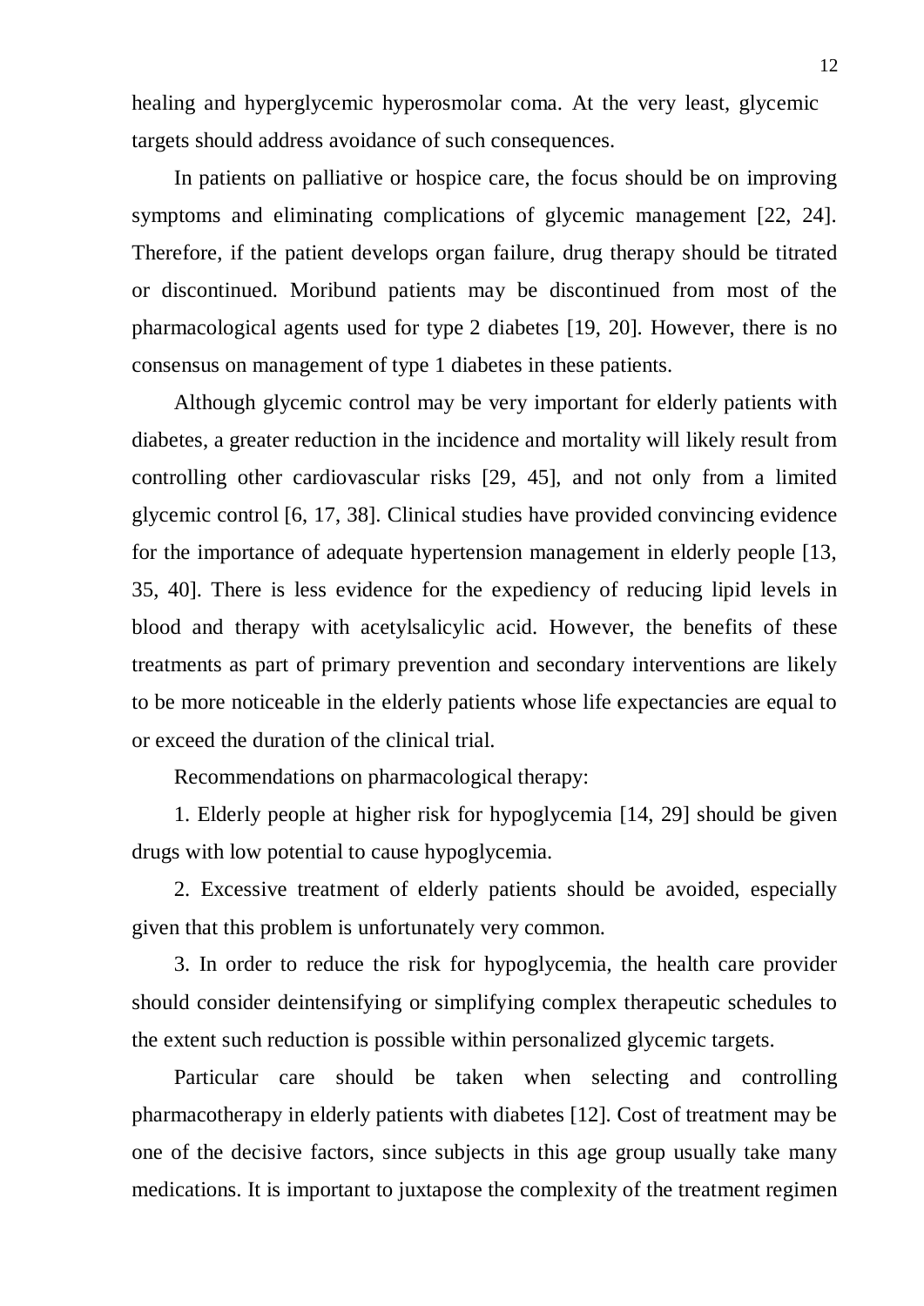healing and hyperglycemic hyperosmolar coma. At the very least, glycemic targets should address avoidance of such consequences.

In patients on palliative or hospice care, the focus should be on improving symptoms and eliminating complications of glycemic management [22, 24]. Therefore, if the patient develops organ failure, drug therapy should be titrated or discontinued. Moribund patients may be discontinued from most of the pharmacological agents used for type 2 diabetes [19, 20]. However, there is no consensus on management of type 1 diabetes in these patients.

Although glycemic control may be very important for elderly patients with diabetes, a greater reduction in the incidence and mortality will likely result from controlling other cardiovascular risks [29, 45], and not only from a limited glycemic control [6, 17, 38]. Clinical studies have provided convincing evidence for the importance of adequate hypertension management in elderly people [13, 35, 40]. There is less evidence for the expediency of reducing lipid levels in blood and therapy with acetylsalicylic acid. However, the benefits of these treatments as part of primary prevention and secondary interventions are likely to be more noticeable in the elderly patients whose life expectancies are equal to or exceed the duration of the clinical trial.

Recommendations on pharmacological therapy:

1. Elderly people at higher risk for hypoglycemia [14, 29] should be given drugs with low potential to cause hypoglycemia.

2. Excessive treatment of elderly patients should be avoided, especially given that this problem is unfortunately very common.

3. In order to reduce the risk for hypoglycemia, the health care provider should consider deintensifying or simplifying complex therapeutic schedules to the extent such reduction is possible within personalized glycemic targets.

Particular care should be taken when selecting and controlling pharmacotherapy in elderly patients with diabetes [12]. Cost of treatment may be one of the decisive factors, since subjects in this age group usually take many medications. It is important to juxtapose the complexity of the treatment regimen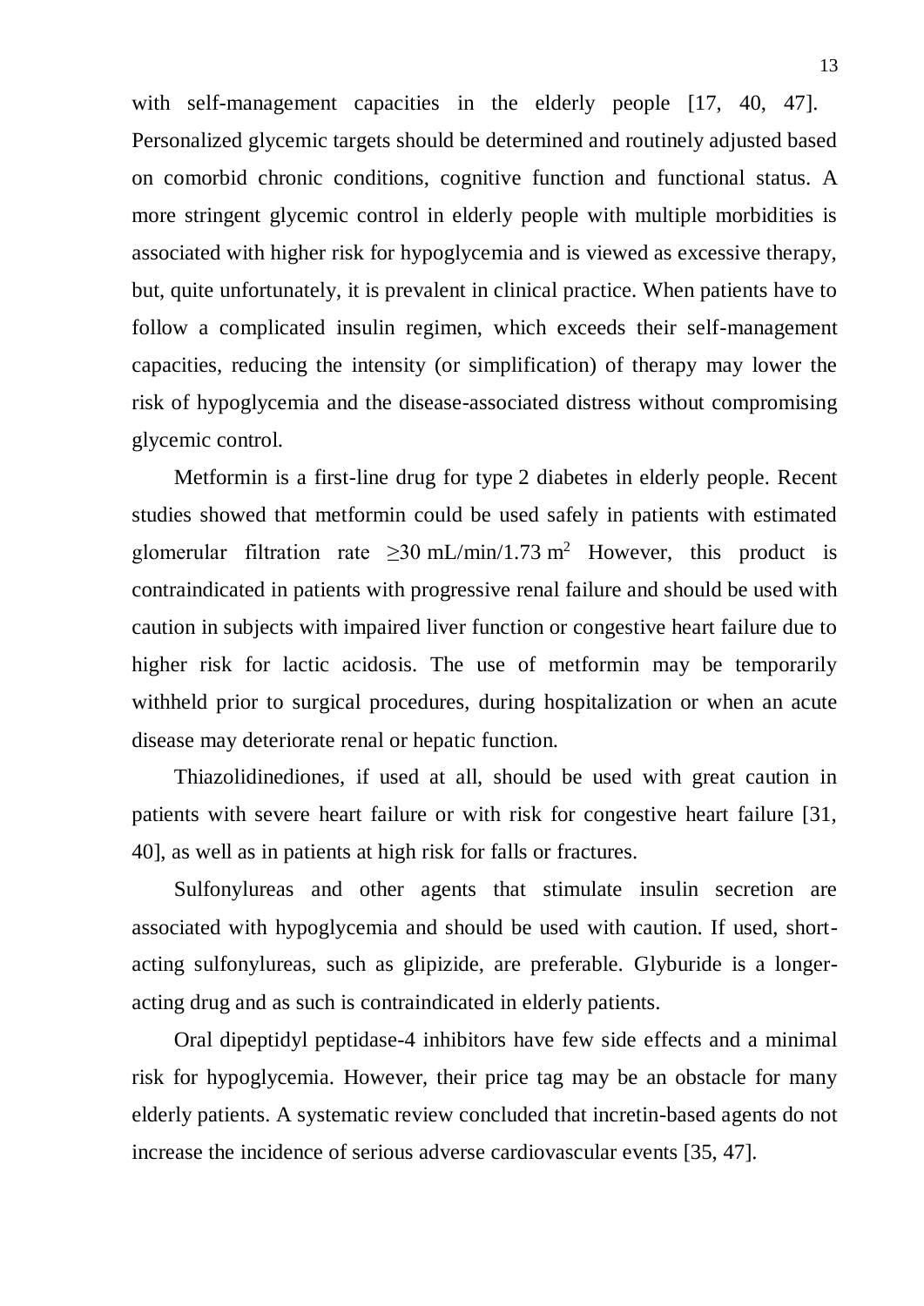with self-management capacities in the elderly people [17, 40, 47]. Personalized glycemic targets should be determined and routinely adjusted based on comorbid chronic conditions, cognitive function and functional status. A more stringent glycemic control in elderly people with multiple morbidities is associated with higher risk for hypoglycemia and is viewed as excessive therapy, but, quite unfortunately, it is prevalent in clinical practice. When patients have to follow a complicated insulin regimen, which exceeds their self-management capacities, reducing the intensity (or simplification) of therapy may lower the risk of hypoglycemia and the disease-associated distress without compromising glycemic control.

Metformin is a first-line drug for type 2 diabetes in elderly people. Recent studies showed that metformin could be used safely in patients with estimated glomerular filtration rate $\geq 30$ mL/min/1.73 $m^2$ However, this product is contraindicated in patients with progressive renal failure and should be used with caution in subjects with impaired liver function or congestive heart failure due to higher risk for lactic acidosis. The use of metformin may be temporarily withheld prior to surgical procedures, during hospitalization or when an acute disease may deteriorate renal or hepatic function.

Thiazolidinediones, if used at all, should be used with great caution in patients with severe heart failure or with risk for congestive heart failure [31, 40], as well as in patients at high risk for falls or fractures.

Sulfonylureas and other agents that stimulate insulin secretion are associated with hypoglycemia and should be used with caution. If used, short-acting sulfonylureas, such as glipizide, are preferable. Glyburide is a longer-acting drug and as such is contraindicated in elderly patients.

Oral dipeptidyl peptidase-4 inhibitors have few side effects and a minimal risk for hypoglycemia. However, their price tag may be an obstacle for many elderly patients. A systematic review concluded that incretin-based agents do not increase the incidence of serious adverse cardiovascular events [35, 47].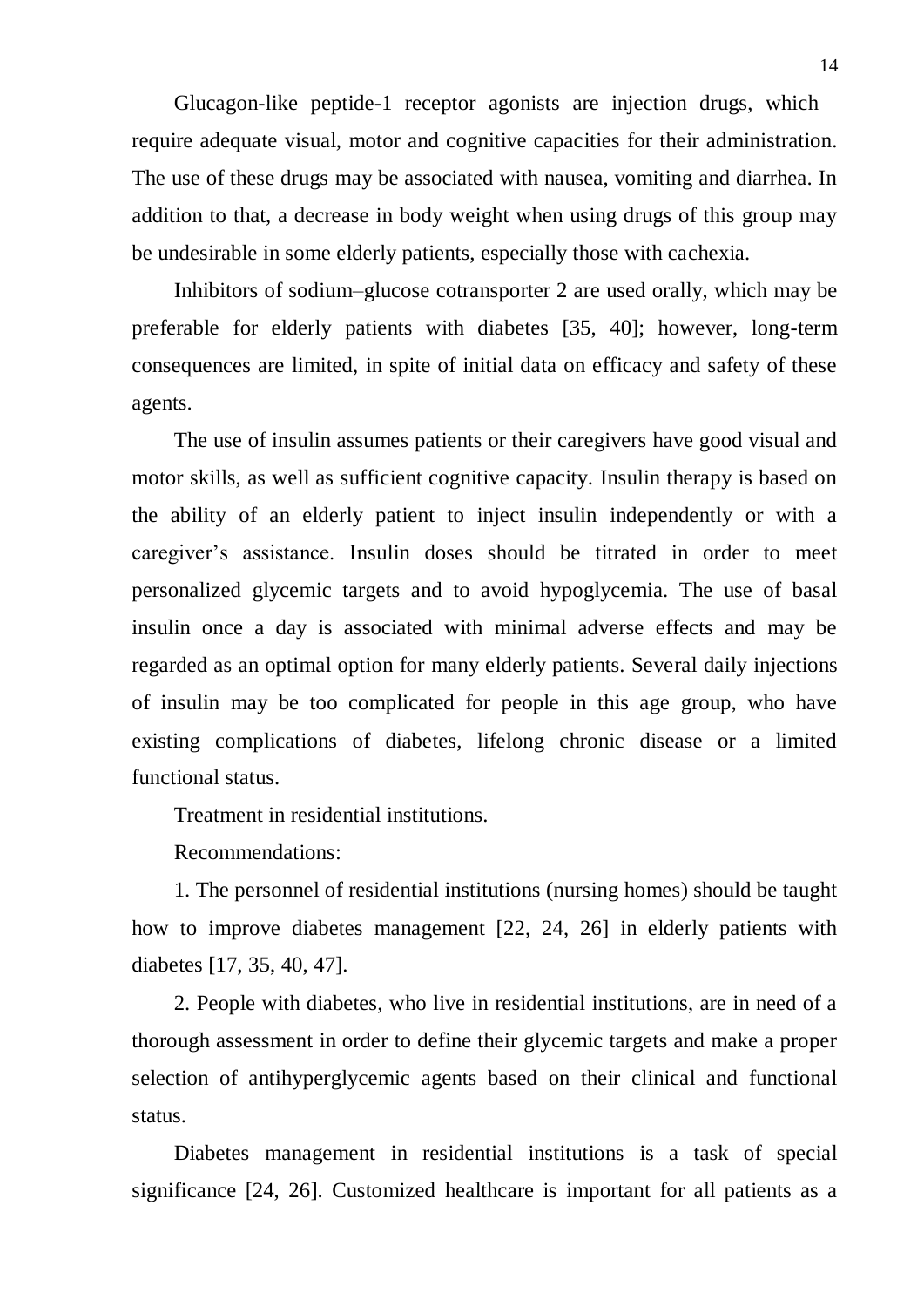Glucagon-like peptide-1 receptor agonists are injection drugs, which require adequate visual, motor and cognitive capacities for their administration. The use of these drugs may be associated with nausea, vomiting and diarrhea. In addition to that, a decrease in body weight when using drugs of this group may be undesirable in some elderly patients, especially those with cachexia.

Inhibitors of sodium–glucose cotransporter 2 are used orally, which may be preferable for elderly patients with diabetes [35, 40]; however, long-term consequences are limited, in spite of initial data on efficacy and safety of these agents.

The use of insulin assumes patients or their caregivers have good visual and motor skills, as well as sufficient cognitive capacity. Insulin therapy is based on the ability of an elderly patient to inject insulin independently or with a caregiver's assistance. Insulin doses should be titrated in order to meet personalized glycemic targets and to avoid hypoglycemia. The use of basal insulin once a day is associated with minimal adverse effects and may be regarded as an optimal option for many elderly patients. Several daily injections of insulin may be too complicated for people in this age group, who have existing complications of diabetes, lifelong chronic disease or a limited functional status.

Treatment in residential institutions.

Recommendations:

1. The personnel of residential institutions (nursing homes) should be taught how to improve diabetes management [22, 24, 26] in elderly patients with diabetes [17, 35, 40, 47].

2. People with diabetes, who live in residential institutions, are in need of a thorough assessment in order to define their glycemic targets and make a proper selection of antihyperglycemic agents based on their clinical and functional status.

Diabetes management in residential institutions is a task of special significance [24, 26]. Customized healthcare is important for all patients as a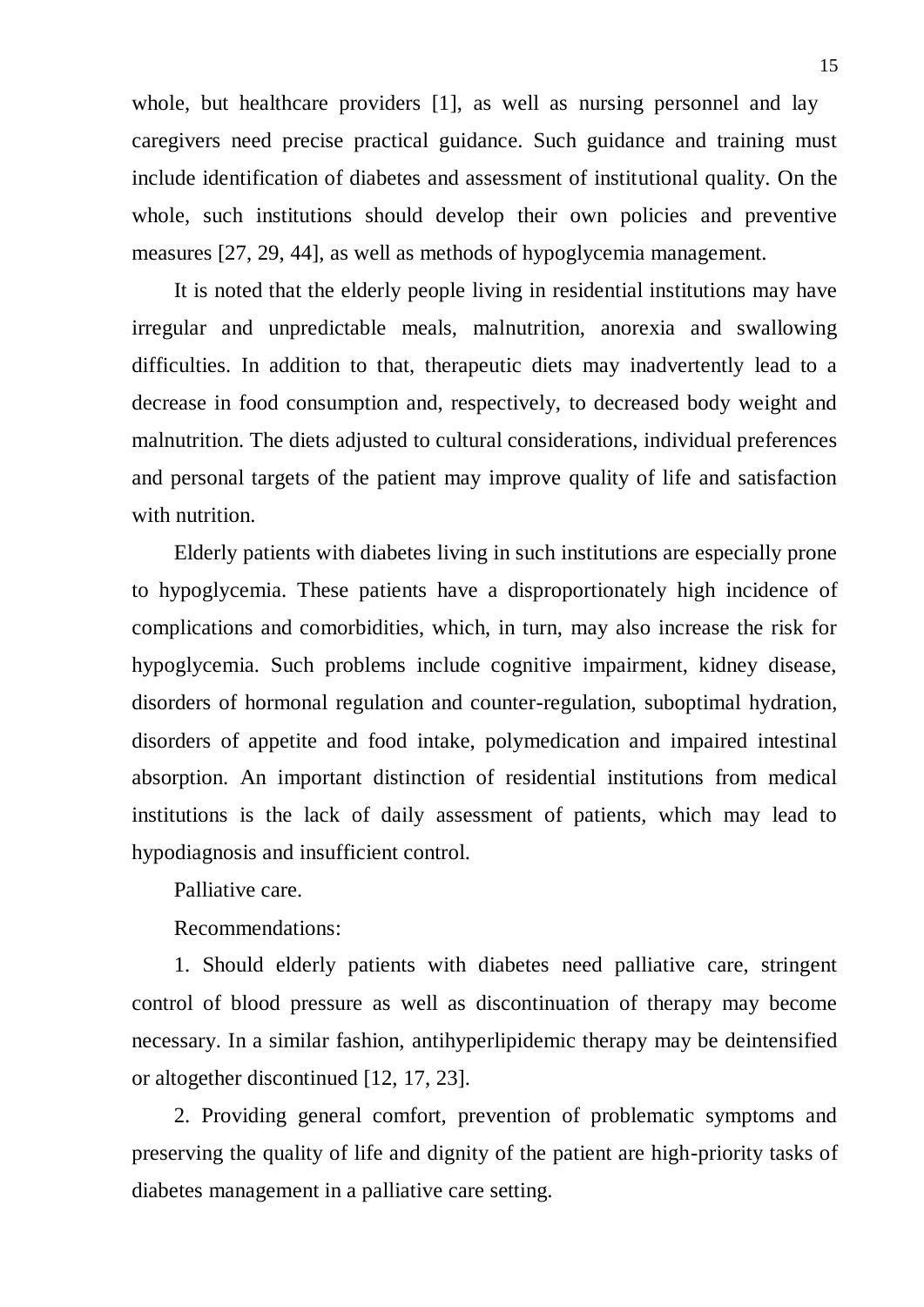whole, but healthcare providers [1], as well as nursing personnel and lay caregivers need precise practical guidance. Such guidance and training must include identification of diabetes and assessment of institutional quality. On the whole, such institutions should develop their own policies and preventive measures [27, 29, 44], as well as methods of hypoglycemia management.

It is noted that the elderly people living in residential institutions may have irregular and unpredictable meals, malnutrition, anorexia and swallowing difficulties. In addition to that, therapeutic diets may inadvertently lead to a decrease in food consumption and, respectively, to decreased body weight and malnutrition. The diets adjusted to cultural considerations, individual preferences and personal targets of the patient may improve quality of life and satisfaction with nutrition.

Elderly patients with diabetes living in such institutions are especially prone to hypoglycemia. These patients have a disproportionately high incidence of complications and comorbidities, which, in turn, may also increase the risk for hypoglycemia. Such problems include cognitive impairment, kidney disease, disorders of hormonal regulation and counter-regulation, suboptimal hydration, disorders of appetite and food intake, polymedication and impaired intestinal absorption. An important distinction of residential institutions from medical institutions is the lack of daily assessment of patients, which may lead to hypodiagnosis and insufficient control.

Palliative care.

Recommendations:

1. Should elderly patients with diabetes need palliative care, stringent control of blood pressure as well as discontinuation of therapy may become necessary. In a similar fashion, antihyperlipidemic therapy may be deintensified or altogether discontinued [12, 17, 23].

2. Providing general comfort, prevention of problematic symptoms and preserving the quality of life and dignity of the patient are high-priority tasks of diabetes management in a palliative care setting.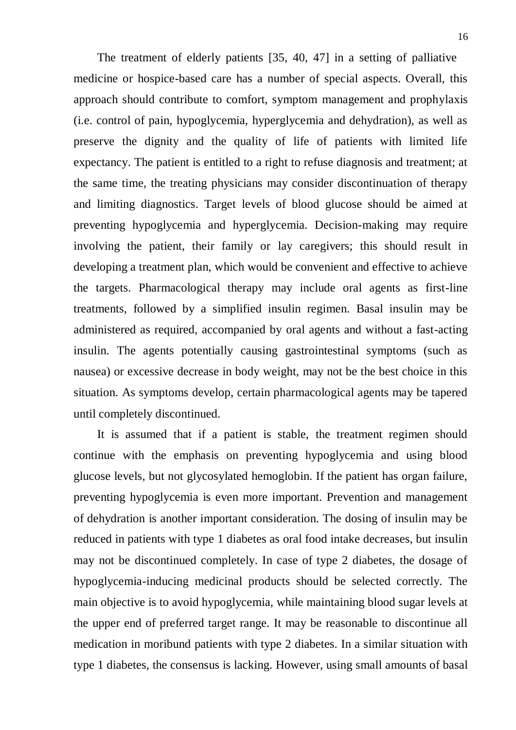The treatment of elderly patients [35, 40, 47] in a setting of palliative medicine or hospice-based care has a number of special aspects. Overall, this approach should contribute to comfort, symptom management and prophylaxis (i.e. control of pain, hypoglycemia, hyperglycemia and dehydration), as well as preserve the dignity and the quality of life of patients with limited life expectancy. The patient is entitled to a right to refuse diagnosis and treatment; at the same time, the treating physicians may consider discontinuation of therapy and limiting diagnostics. Target levels of blood glucose should be aimed at preventing hypoglycemia and hyperglycemia. Decision-making may require involving the patient, their family or lay caregivers; this should result in developing a treatment plan, which would be convenient and effective to achieve the targets. Pharmacological therapy may include oral agents as first-line treatments, followed by a simplified insulin regimen. Basal insulin may be administered as required, accompanied by oral agents and without a fast-acting insulin. The agents potentially causing gastrointestinal symptoms (such as nausea) or excessive decrease in body weight, may not be the best choice in this situation. As symptoms develop, certain pharmacological agents may be tapered until completely discontinued.

It is assumed that if a patient is stable, the treatment regimen should continue with the emphasis on preventing hypoglycemia and using blood glucose levels, but not glycosylated hemoglobin. If the patient has organ failure, preventing hypoglycemia is even more important. Prevention and management of dehydration is another important consideration. The dosing of insulin may be reduced in patients with type 1 diabetes as oral food intake decreases, but insulin may not be discontinued completely. In case of type 2 diabetes, the dosage of hypoglycemia-inducing medicinal products should be selected correctly. The main objective is to avoid hypoglycemia, while maintaining blood sugar levels at the upper end of preferred target range. It may be reasonable to discontinue all medication in moribund patients with type 2 diabetes. In a similar situation with type 1 diabetes, the consensus is lacking. However, using small amounts of basal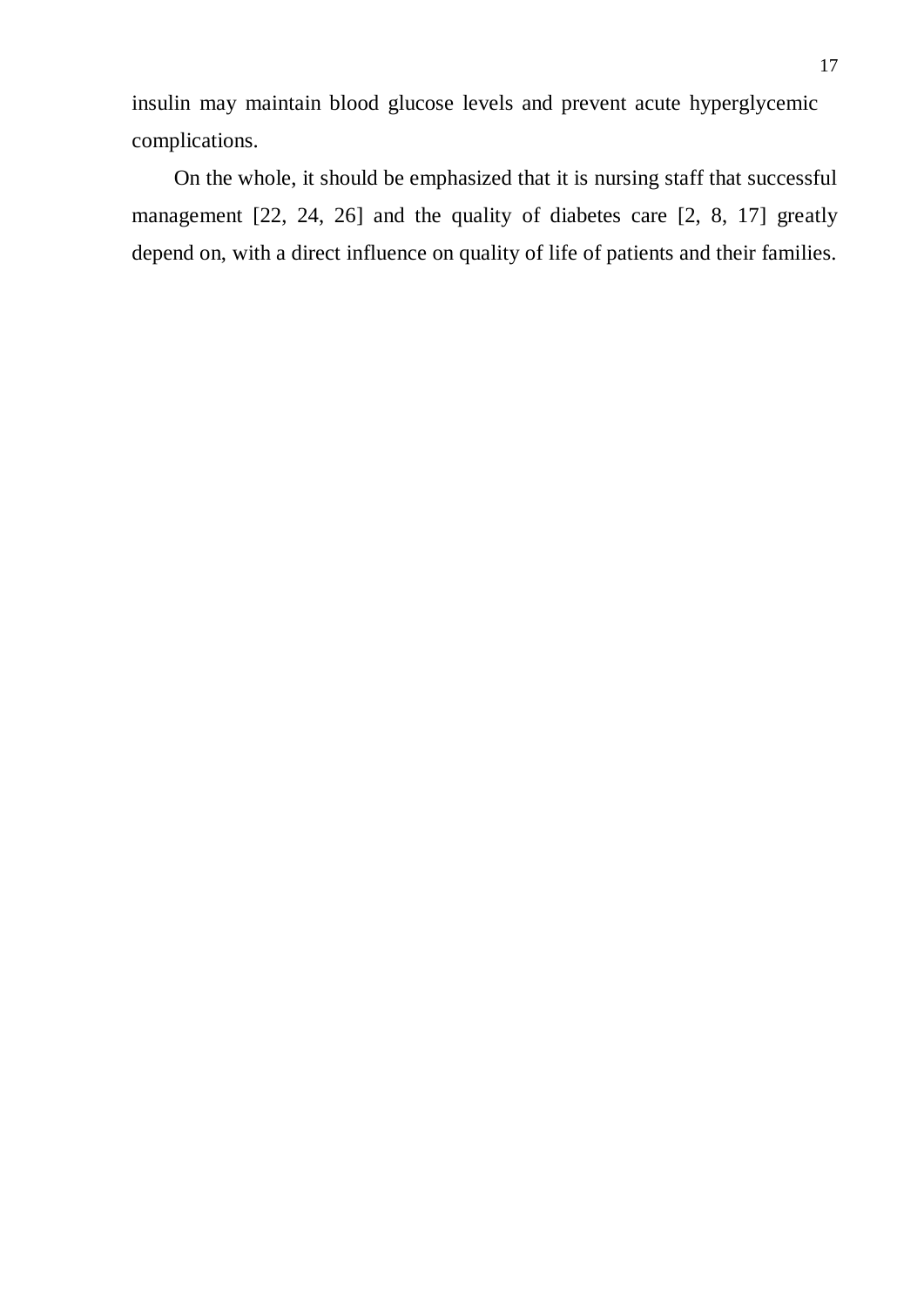insulin may maintain blood glucose levels and prevent acute hyperglycemic complications.

On the whole, it should be emphasized that it is nursing staff that successful management [22, 24, 26] and the quality of diabetes care [2, 8, 17] greatly depend on, with a direct influence on quality of life of patients and their families.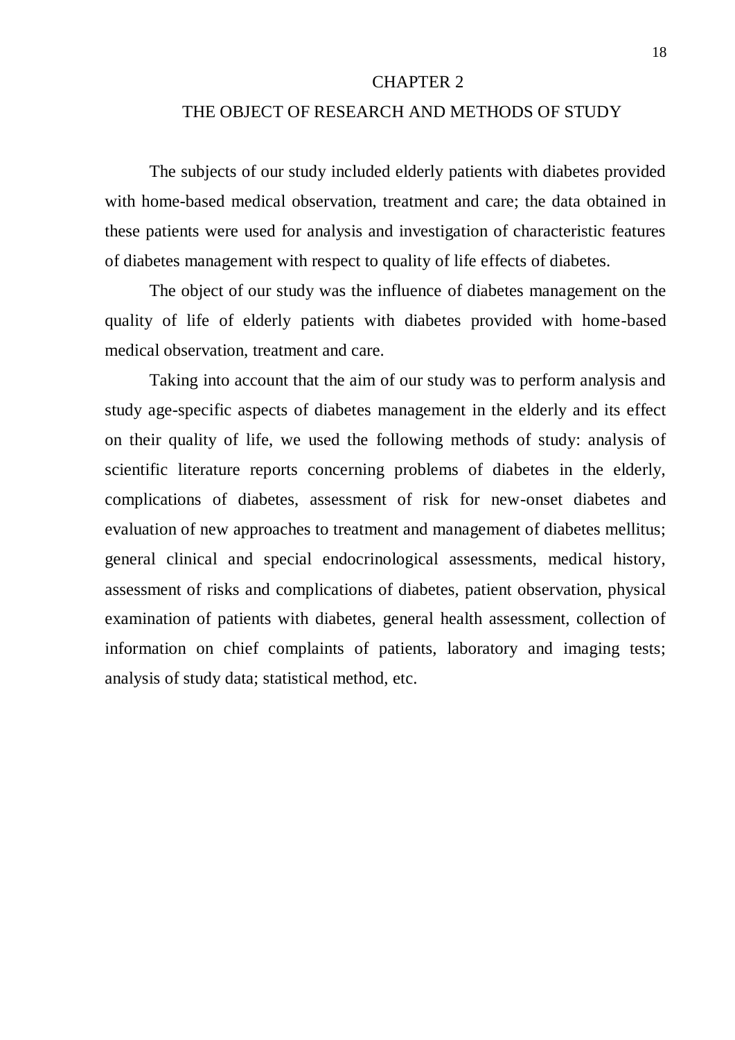# CHAPTER 2

# THE OBJECT OF RESEARCH AND METHODS OF STUDY

The subjects of our study included elderly patients with diabetes provided with home-based medical observation, treatment and care; the data obtained in these patients were used for analysis and investigation of characteristic features of diabetes management with respect to quality of life effects of diabetes.

The object of our study was the influence of diabetes management on the quality of life of elderly patients with diabetes provided with home-based medical observation, treatment and care.

Taking into account that the aim of our study was to perform analysis and study age-specific aspects of diabetes management in the elderly and its effect on their quality of life, we used the following methods of study: analysis of scientific literature reports concerning problems of diabetes in the elderly, complications of diabetes, assessment of risk for new-onset diabetes and evaluation of new approaches to treatment and management of diabetes mellitus; general clinical and special endocrinological assessments, medical history, assessment of risks and complications of diabetes, patient observation, physical examination of patients with diabetes, general health assessment, collection of information on chief complaints of patients, laboratory and imaging tests; analysis of study data; statistical method, etc.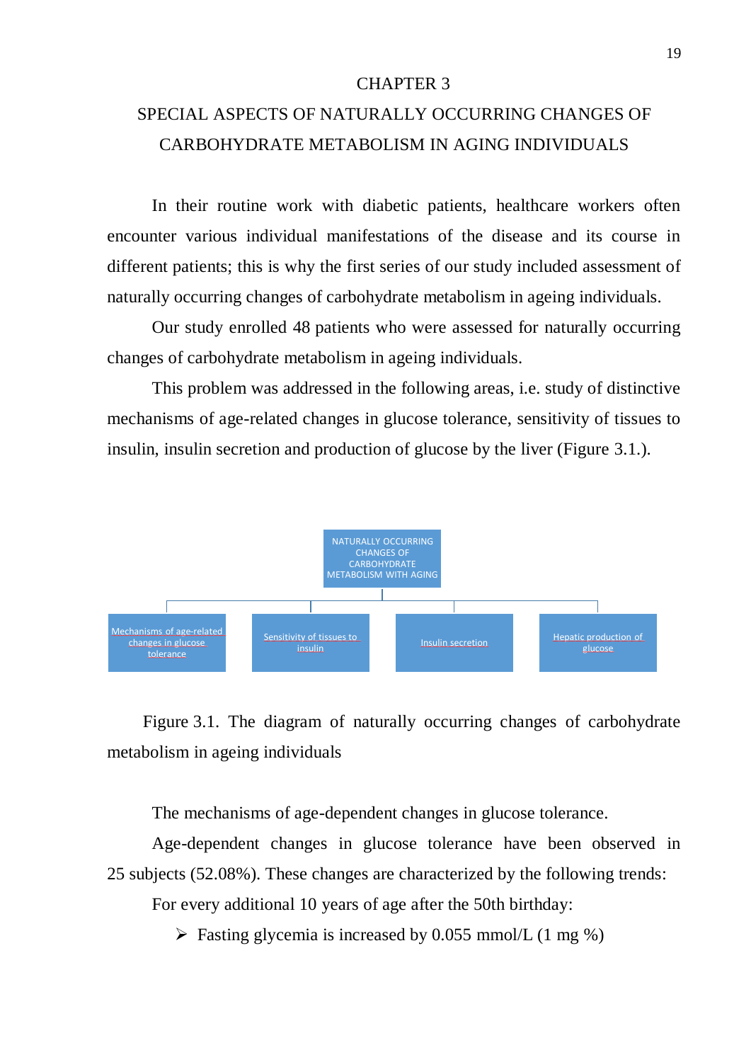# CHAPTER 3

## SPECIAL ASPECTS OF NATURALLY OCCURRING CHANGES OF CARBOHYDRATE METABOLISM IN AGING INDIVIDUALS

In their routine work with diabetic patients, healthcare workers often encounter various individual manifestations of the disease and its course in different patients; this is why the first series of our study included assessment of naturally occurring changes of carbohydrate metabolism in ageing individuals.

Our study enrolled 48 patients who were assessed for naturally occurring changes of carbohydrate metabolism in ageing individuals.

This problem was addressed in the following areas, i.e. study of distinctive mechanisms of age-related changes in glucose tolerance, sensitivity of tissues to insulin, insulin secretion and production of glucose by the liver (Figure 3.1.).

NATURALLY OCCURRING CHANGES OF CARBOHYDRATE METABOLISM WITH AGING

- Mechanisms of age-related changes in glucose tolerance
- Sensitivity of tissues to insulin
- Insulin secretion
- Hepatic production of glucose

Figure 3.1. The diagram of naturally occurring changes of carbohydrate metabolism in ageing individuals

The mechanisms of age-dependent changes in glucose tolerance.

Age-dependent changes in glucose tolerance have been observed in 25 subjects (52.08%). These changes are characterized by the following trends:

For every additional 10 years of age after the 50th birthday:

- Fasting glycemia is increased by 0.055 mmol/L (1 mg %)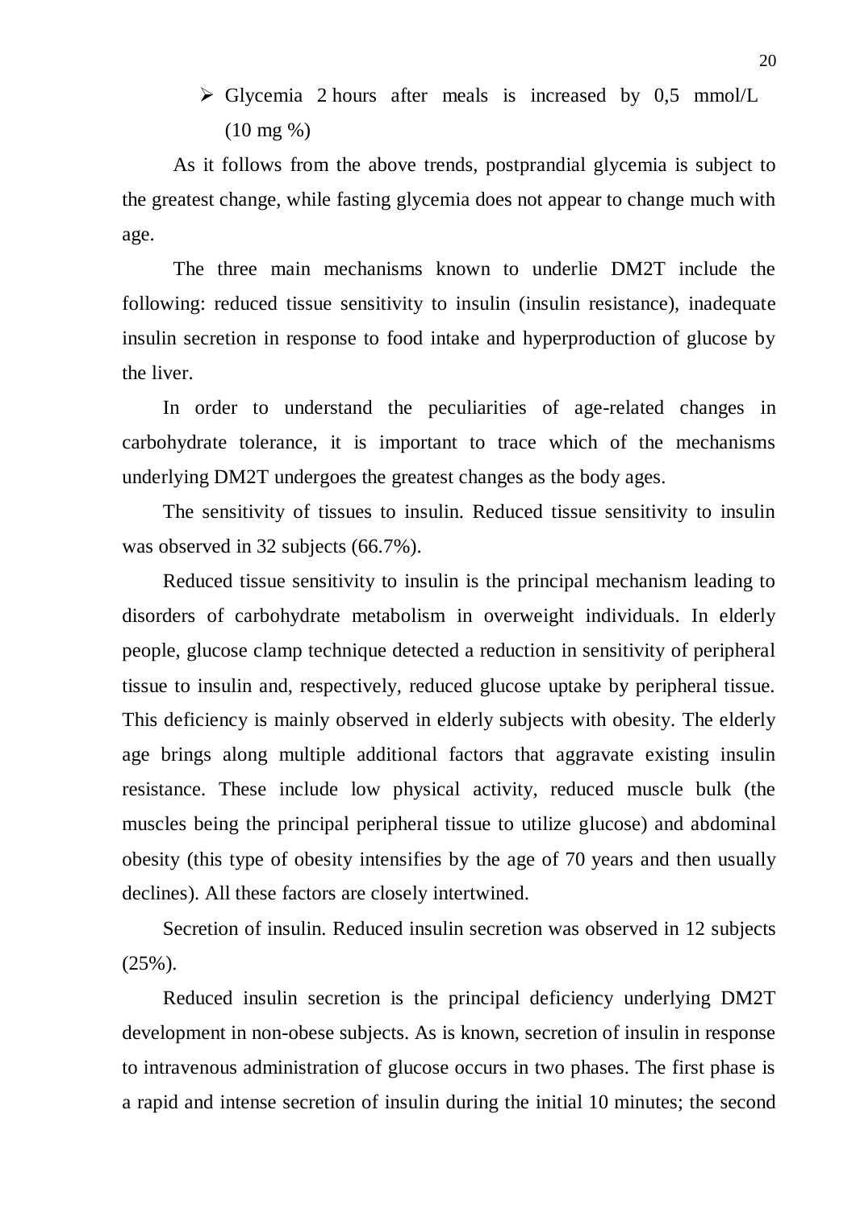- Glycemia 2 hours after meals is increased by 0,5 mmol/L (10 mg %)

As it follows from the above trends, postprandial glycemia is subject to the greatest change, while fasting glycemia does not appear to change much with age.

The three main mechanisms known to underlie DM2T include the following: reduced tissue sensitivity to insulin (insulin resistance), inadequate insulin secretion in response to food intake and hyperproduction of glucose by the liver.

In order to understand the peculiarities of age-related changes in carbohydrate tolerance, it is important to trace which of the mechanisms underlying DM2T undergoes the greatest changes as the body ages.

The sensitivity of tissues to insulin. Reduced tissue sensitivity to insulin was observed in 32 subjects (66.7%).

Reduced tissue sensitivity to insulin is the principal mechanism leading to disorders of carbohydrate metabolism in overweight individuals. In elderly people, glucose clamp technique detected a reduction in sensitivity of peripheral tissue to insulin and, respectively, reduced glucose uptake by peripheral tissue. This deficiency is mainly observed in elderly subjects with obesity. The elderly age brings along multiple additional factors that aggravate existing insulin resistance. These include low physical activity, reduced muscle bulk (the muscles being the principal peripheral tissue to utilize glucose) and abdominal obesity (this type of obesity intensifies by the age of 70 years and then usually declines). All these factors are closely intertwined.

Secretion of insulin. Reduced insulin secretion was observed in 12 subjects (25%).

Reduced insulin secretion is the principal deficiency underlying DM2T development in non-obese subjects. As is known, secretion of insulin in response to intravenous administration of glucose occurs in two phases. The first phase is a rapid and intense secretion of insulin during the initial 10 minutes; the second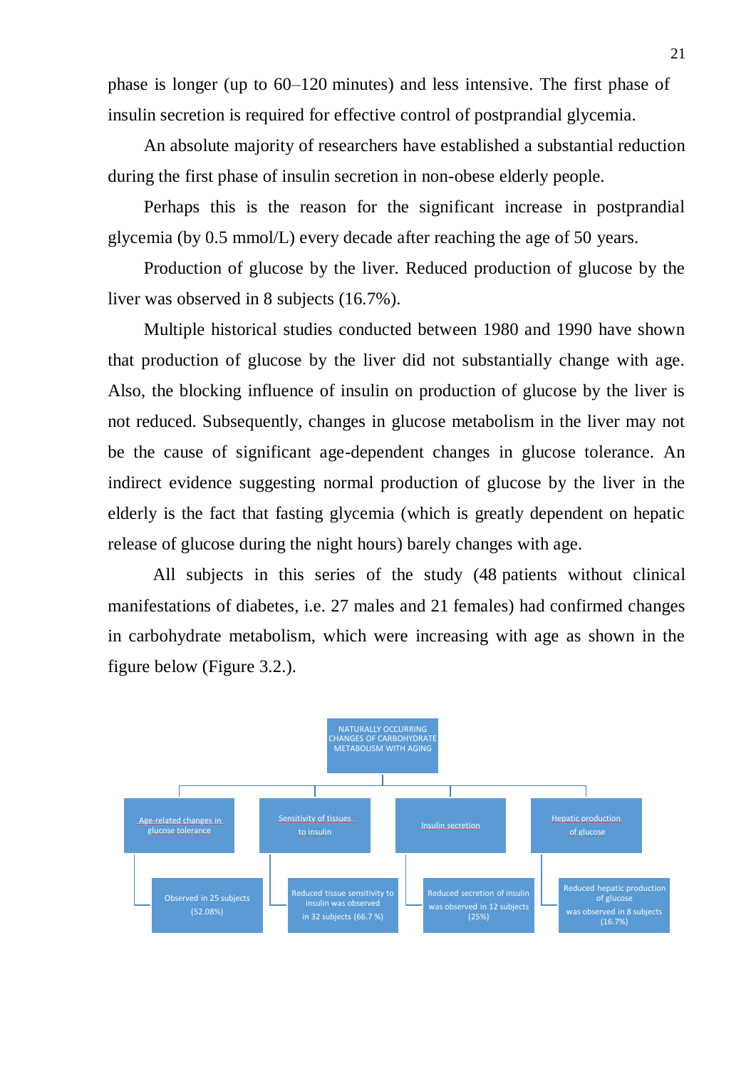phase is longer (up to 60–120 minutes) and less intensive. The first phase of insulin secretion is required for effective control of postprandial glycemia.

An absolute majority of researchers have established a substantial reduction during the first phase of insulin secretion in non-obese elderly people.

Perhaps this is the reason for the significant increase in postprandial glycemia (by 0.5 mmol/L) every decade after reaching the age of 50 years.

Production of glucose by the liver. Reduced production of glucose by the liver was observed in 8 subjects (16.7%).

Multiple historical studies conducted between 1980 and 1990 have shown that production of glucose by the liver did not substantially change with age. Also, the blocking influence of insulin on production of glucose by the liver is not reduced. Subsequently, changes in glucose metabolism in the liver may not be the cause of significant age-dependent changes in glucose tolerance. An indirect evidence suggesting normal production of glucose by the liver in the elderly is the fact that fasting glycemia (which is greatly dependent on hepatic release of glucose during the night hours) barely changes with age.

All subjects in this series of the study (48 patients without clinical manifestations of diabetes, i.e. 27 males and 21 females) had confirmed changes in carbohydrate metabolism, which were increasing with age as shown in the figure below (Figure 3.2.).

NATURALLY OCCURRING CHANGES OF CARBOHYDRATE METABOLISM WITH AGING

- Age-related changes in glucose tolerance
  - Observed in 25 subjects (52.08%)
- Sensitivity of tissues to insulin
  - Reduced tissue sensitivity to insulin was observed in 32 subjects (66.7 %)
- Insulin secretion
  - Reduced secretion of insulin was observed in 12 subjects (25%)
- Hepatic production of glucose
  - Reduced hepatic production of glucose was observed in 8 subjects (16.7%)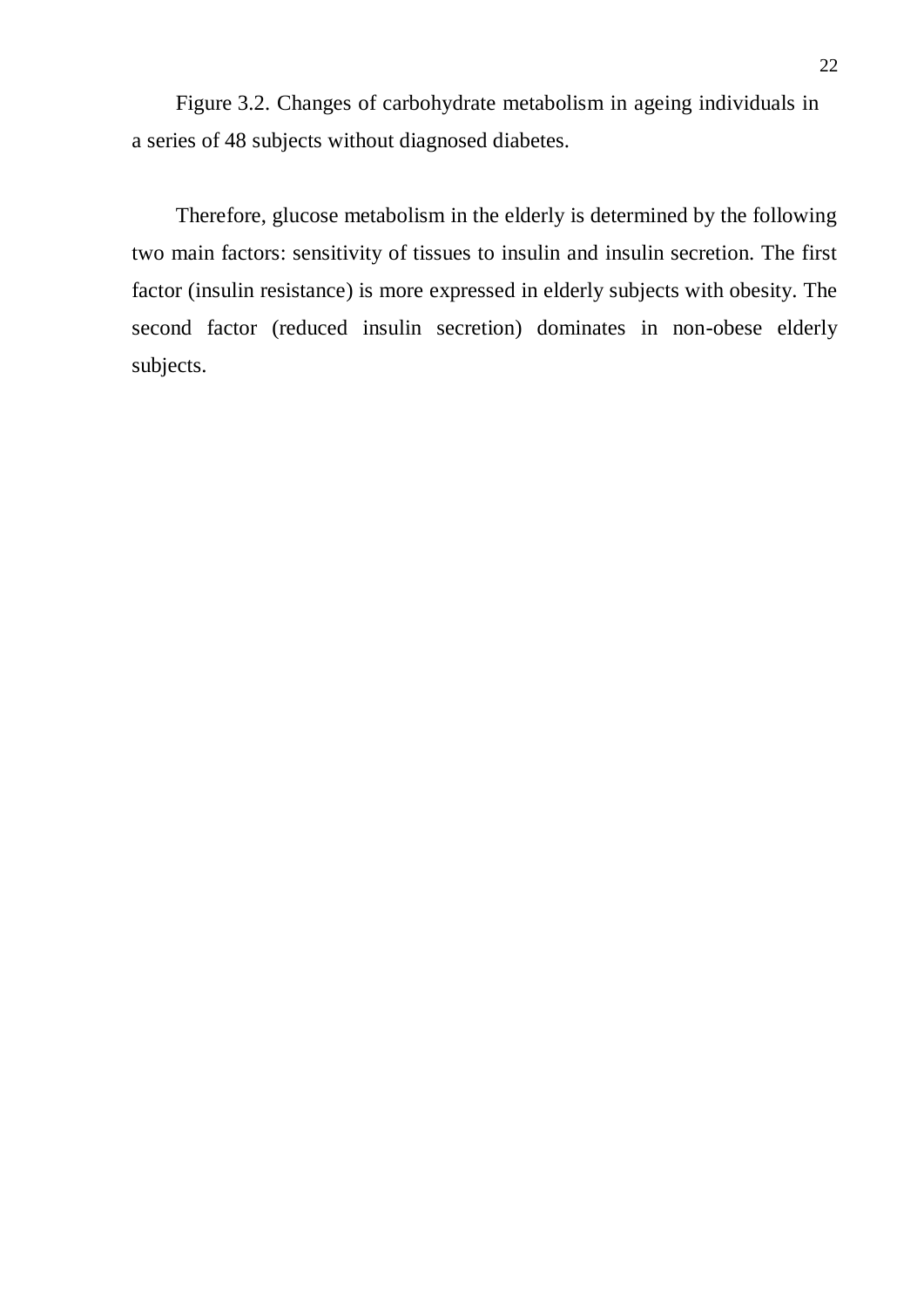Figure 3.2. Changes of carbohydrate metabolism in ageing individuals in a series of 48 subjects without diagnosed diabetes.

Therefore, glucose metabolism in the elderly is determined by the following two main factors: sensitivity of tissues to insulin and insulin secretion. The first factor (insulin resistance) is more expressed in elderly subjects with obesity. The second factor (reduced insulin secretion) dominates in non-obese elderly subjects.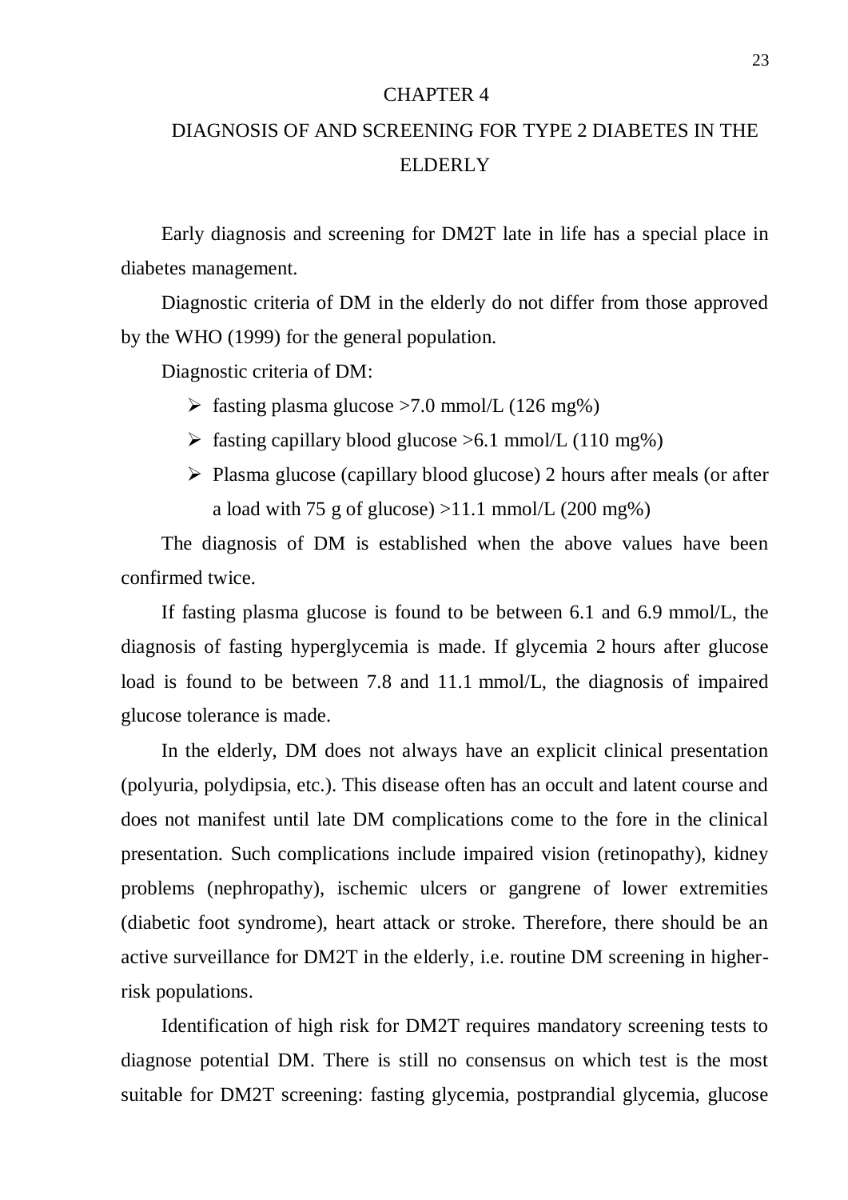# CHAPTER 4

# DIAGNOSIS OF AND SCREENING FOR TYPE 2 DIABETES IN THE ELDERLY

Early diagnosis and screening for DM2T late in life has a special place in diabetes management.

Diagnostic criteria of DM in the elderly do not differ from those approved by the WHO (1999) for the general population.

Diagnostic criteria of DM:

- fasting plasma glucose >7.0 mmol/L (126 mg%)
- fasting capillary blood glucose >6.1 mmol/L (110 mg%)
- Plasma glucose (capillary blood glucose) 2 hours after meals (or after a load with 75 g of glucose) >11.1 mmol/L (200 mg%)

The diagnosis of DM is established when the above values have been confirmed twice.

If fasting plasma glucose is found to be between 6.1 and 6.9 mmol/L, the diagnosis of fasting hyperglycemia is made. If glycemia 2 hours after glucose load is found to be between 7.8 and 11.1 mmol/L, the diagnosis of impaired glucose tolerance is made.

In the elderly, DM does not always have an explicit clinical presentation (polyuria, polydipsia, etc.). This disease often has an occult and latent course and does not manifest until late DM complications come to the fore in the clinical presentation. Such complications include impaired vision (retinopathy), kidney problems (nephropathy), ischemic ulcers or gangrene of lower extremities (diabetic foot syndrome), heart attack or stroke. Therefore, there should be an active surveillance for DM2T in the elderly, i.e. routine DM screening in higher-risk populations.

Identification of high risk for DM2T requires mandatory screening tests to diagnose potential DM. There is still no consensus on which test is the most suitable for DM2T screening: fasting glycemia, postprandial glycemia, glucose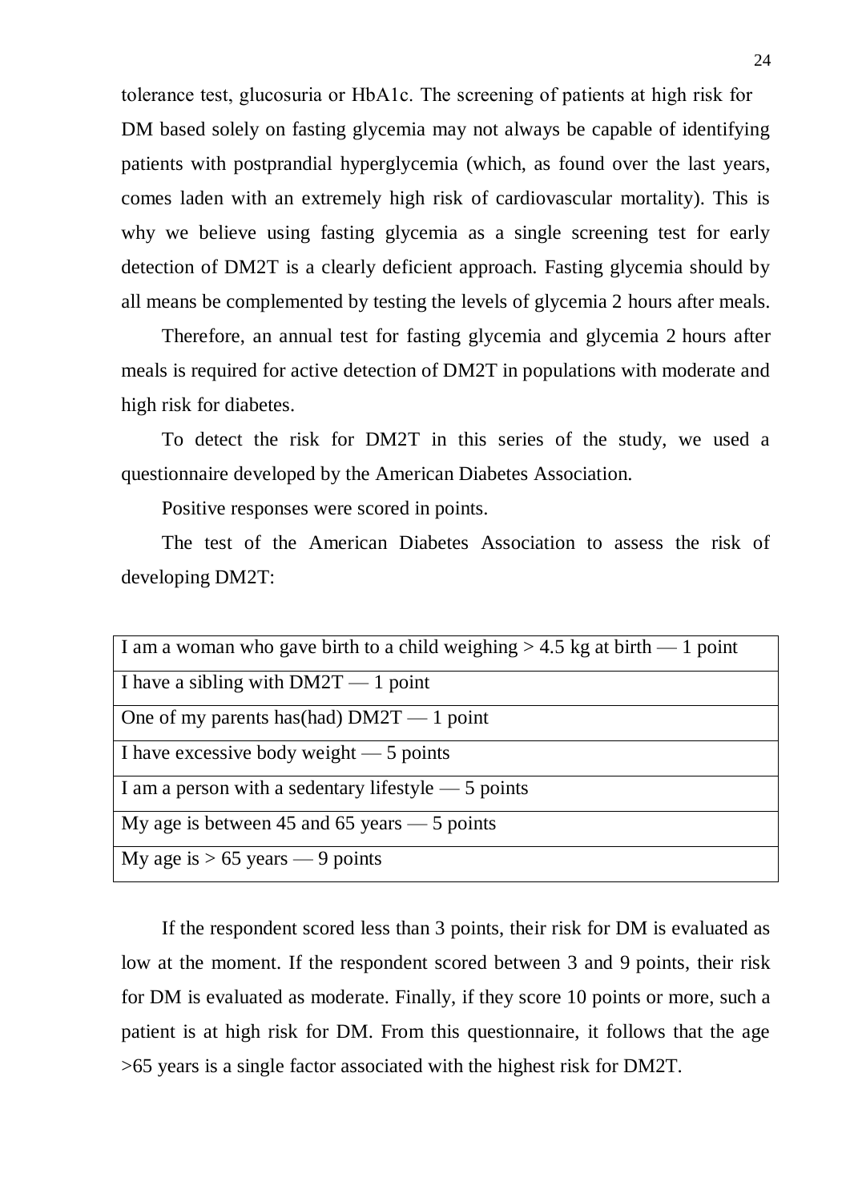tolerance test, glucosuria or HbA1c. The screening of patients at high risk for DM based solely on fasting glycemia may not always be capable of identifying patients with postprandial hyperglycemia (which, as found over the last years, comes laden with an extremely high risk of cardiovascular mortality). This is why we believe using fasting glycemia as a single screening test for early detection of DM2T is a clearly deficient approach. Fasting glycemia should by all means be complemented by testing the levels of glycemia 2 hours after meals.

Therefore, an annual test for fasting glycemia and glycemia 2 hours after meals is required for active detection of DM2T in populations with moderate and high risk for diabetes.

To detect the risk for DM2T in this series of the study, we used a questionnaire developed by the American Diabetes Association.

Positive responses were scored in points.

The test of the American Diabetes Association to assess the risk of developing DM2T:

| I am a woman who gave birth to a child weighing > 4.5 kg at birth — 1 point |
|---|
| I have a sibling with DM2T — 1 point |
| One of my parents has(had) DM2T — 1 point |
| I have excessive body weight — 5 points |
| I am a person with a sedentary lifestyle — 5 points |
| My age is between 45 and 65 years — 5 points |
| My age is > 65 years — 9 points |

If the respondent scored less than 3 points, their risk for DM is evaluated as low at the moment. If the respondent scored between 3 and 9 points, their risk for DM is evaluated as moderate. Finally, if they score 10 points or more, such a patient is at high risk for DM. From this questionnaire, it follows that the age >65 years is a single factor associated with the highest risk for DM2T.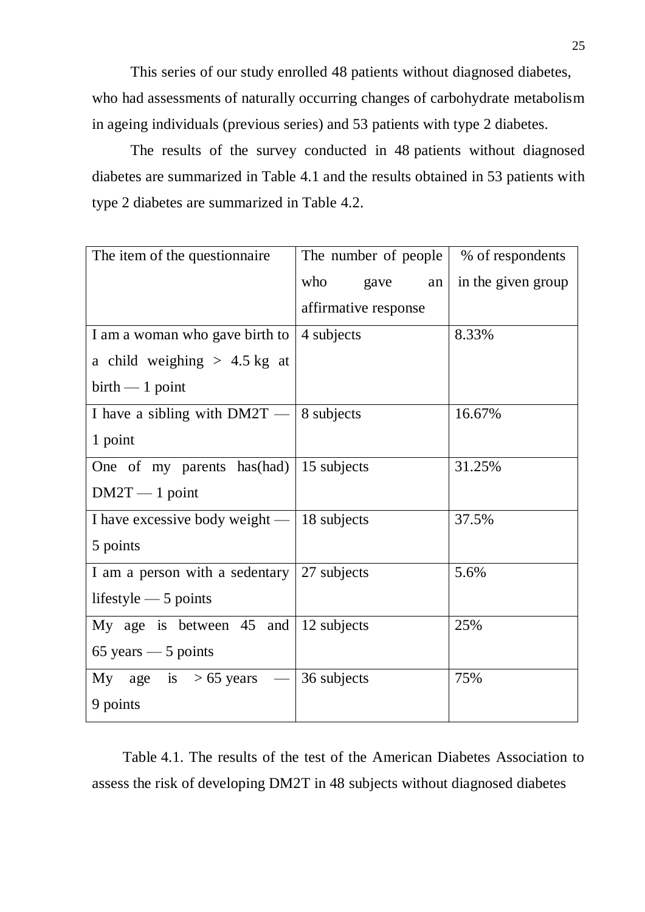This series of our study enrolled 48 patients without diagnosed diabetes, who had assessments of naturally occurring changes of carbohydrate metabolism in ageing individuals (previous series) and 53 patients with type 2 diabetes.

The results of the survey conducted in 48 patients without diagnosed diabetes are summarized in Table 4.1 and the results obtained in 53 patients with type 2 diabetes are summarized in Table 4.2.

| The item of the questionnaire | The number of people who gave an affirmative response | % of respondents in the given group |
|---|---|---|
| I am a woman who gave birth to a child weighing > 4.5 kg at birth — 1 point | 4 subjects | 8.33% |
| I have a sibling with DM2T — 1 point | 8 subjects | 16.67% |
| One of my parents has(had) DM2T — 1 point | 15 subjects | 31.25% |
| I have excessive body weight — 5 points | 18 subjects | 37.5% |
| I am a person with a sedentary lifestyle — 5 points | 27 subjects | 5.6% |
| My age is between 45 and 65 years — 5 points | 12 subjects | 25% |
| My age is > 65 years — 9 points | 36 subjects | 75% |

Table 4.1. The results of the test of the American Diabetes Association to assess the risk of developing DM2T in 48 subjects without diagnosed diabetes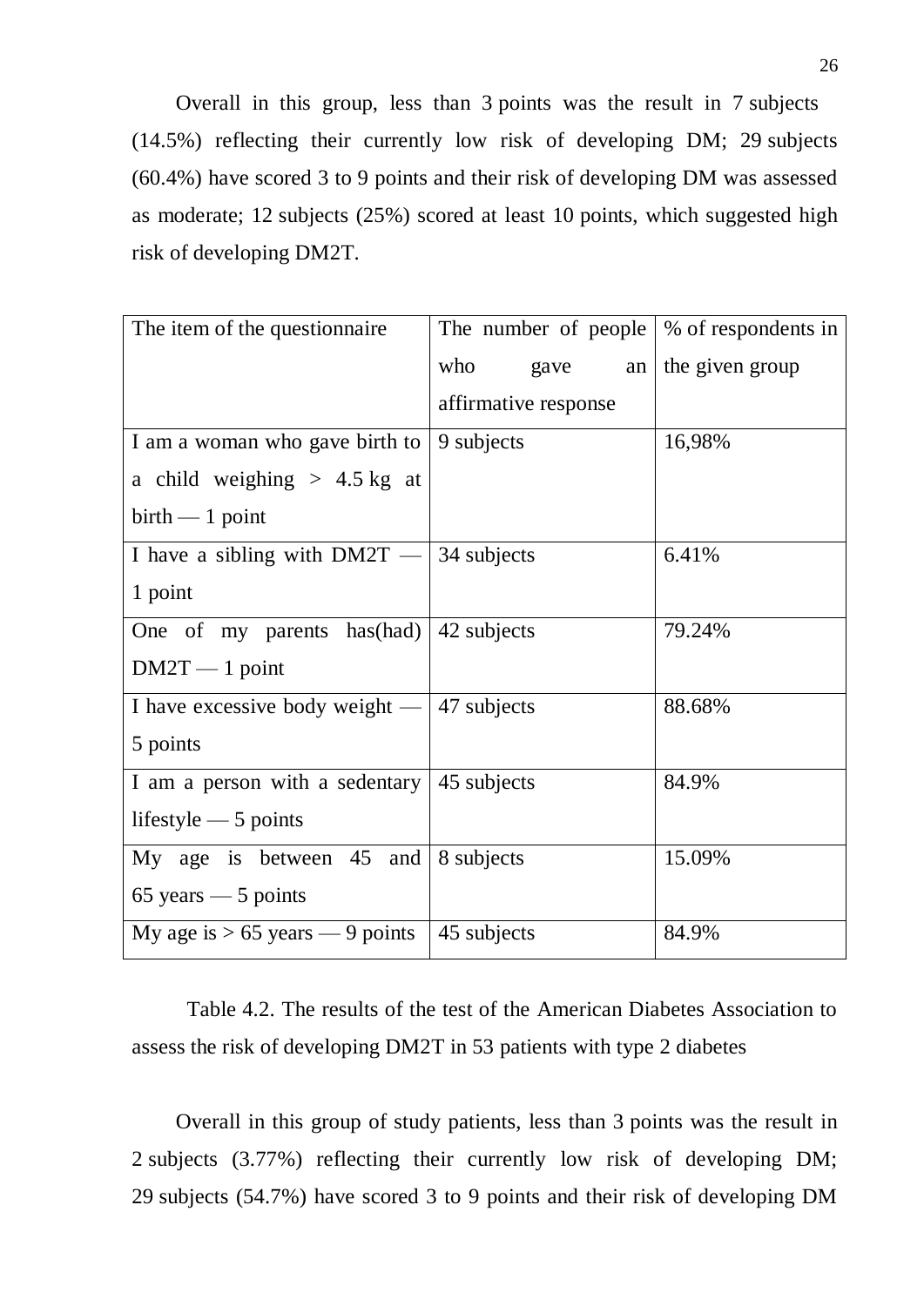Overall in this group, less than 3 points was the result in 7 subjects (14.5%) reflecting their currently low risk of developing DM; 29 subjects (60.4%) have scored 3 to 9 points and their risk of developing DM was assessed as moderate; 12 subjects (25%) scored at least 10 points, which suggested high risk of developing DM2T.

| The item of the questionnaire | The number of people who gave an affirmative response | % of respondents in the given group |
|---|---|---|
| I am a woman who gave birth to a child weighing > 4.5 kg at birth — 1 point | 9 subjects | 16,98% |
| I have a sibling with DM2T — 1 point | 34 subjects | 6.41% |
| One of my parents has(had) DM2T — 1 point | 42 subjects | 79.24% |
| I have excessive body weight — 5 points | 47 subjects | 88.68% |
| I am a person with a sedentary lifestyle — 5 points | 45 subjects | 84.9% |
| My age is between 45 and 65 years — 5 points | 8 subjects | 15.09% |
| My age is > 65 years — 9 points | 45 subjects | 84.9% |

Table 4.2. The results of the test of the American Diabetes Association to assess the risk of developing DM2T in 53 patients with type 2 diabetes

Overall in this group of study patients, less than 3 points was the result in 2 subjects (3.77%) reflecting their currently low risk of developing DM; 29 subjects (54.7%) have scored 3 to 9 points and their risk of developing DM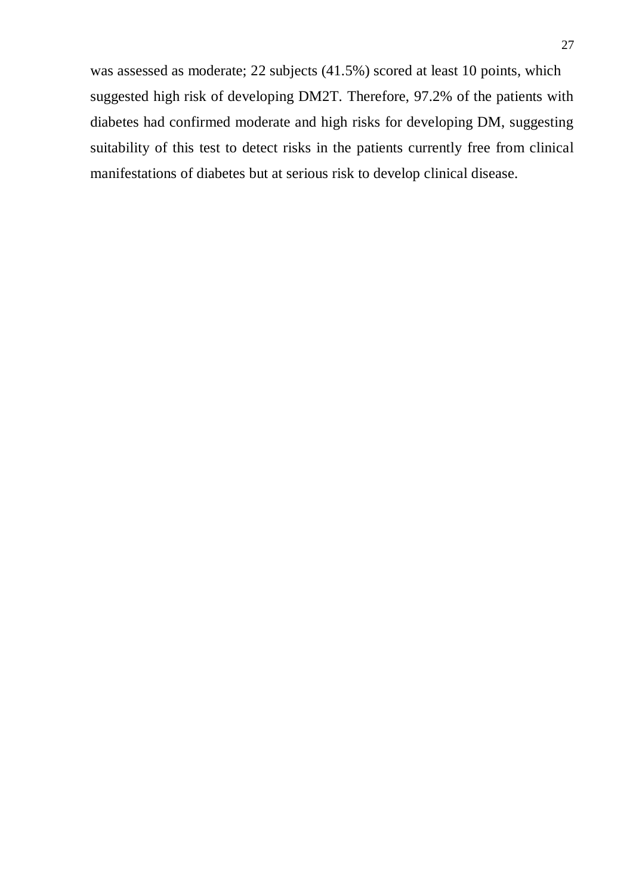was assessed as moderate; 22 subjects (41.5%) scored at least 10 points, which suggested high risk of developing DM2T. Therefore, 97.2% of the patients with diabetes had confirmed moderate and high risks for developing DM, suggesting suitability of this test to detect risks in the patients currently free from clinical manifestations of diabetes but at serious risk to develop clinical disease.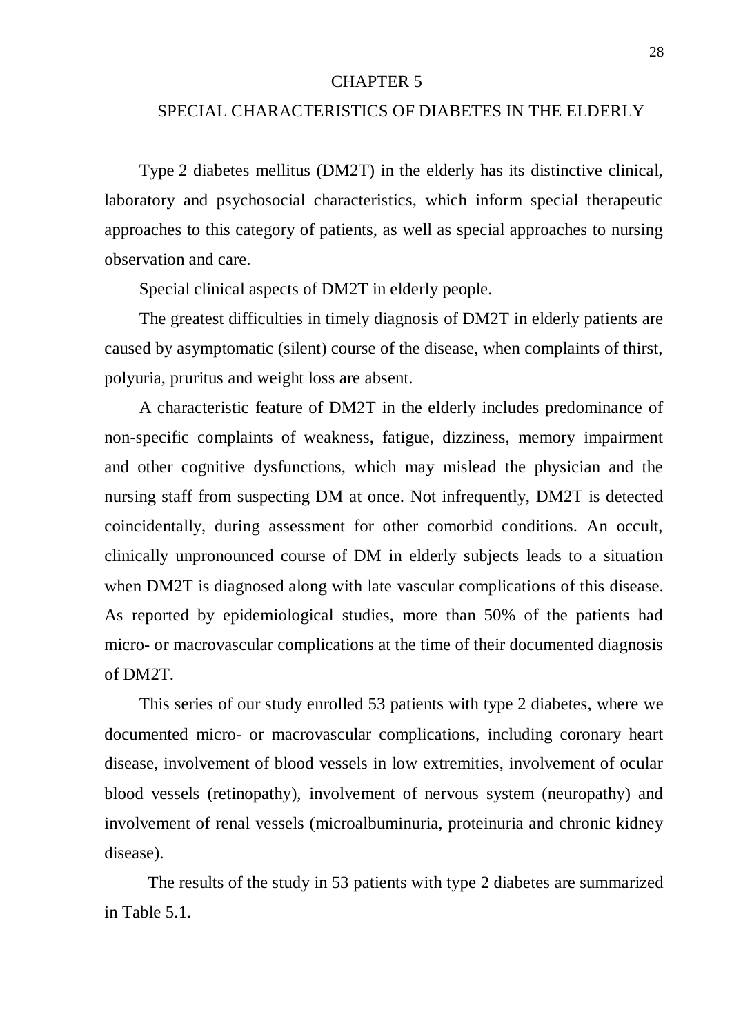# CHAPTER 5

## SPECIAL CHARACTERISTICS OF DIABETES IN THE ELDERLY

Type 2 diabetes mellitus (DM2T) in the elderly has its distinctive clinical, laboratory and psychosocial characteristics, which inform special therapeutic approaches to this category of patients, as well as special approaches to nursing observation and care.

Special clinical aspects of DM2T in elderly people.

The greatest difficulties in timely diagnosis of DM2T in elderly patients are caused by asymptomatic (silent) course of the disease, when complaints of thirst, polyuria, pruritus and weight loss are absent.

A characteristic feature of DM2T in the elderly includes predominance of non-specific complaints of weakness, fatigue, dizziness, memory impairment and other cognitive dysfunctions, which may mislead the physician and the nursing staff from suspecting DM at once. Not infrequently, DM2T is detected coincidentally, during assessment for other comorbid conditions. An occult, clinically unpronounced course of DM in elderly subjects leads to a situation when DM2T is diagnosed along with late vascular complications of this disease. As reported by epidemiological studies, more than 50% of the patients had micro- or macrovascular complications at the time of their documented diagnosis of DM2T.

This series of our study enrolled 53 patients with type 2 diabetes, where we documented micro- or macrovascular complications, including coronary heart disease, involvement of blood vessels in low extremities, involvement of ocular blood vessels (retinopathy), involvement of nervous system (neuropathy) and involvement of renal vessels (microalbuminuria, proteinuria and chronic kidney disease).

The results of the study in 53 patients with type 2 diabetes are summarized in Table 5.1.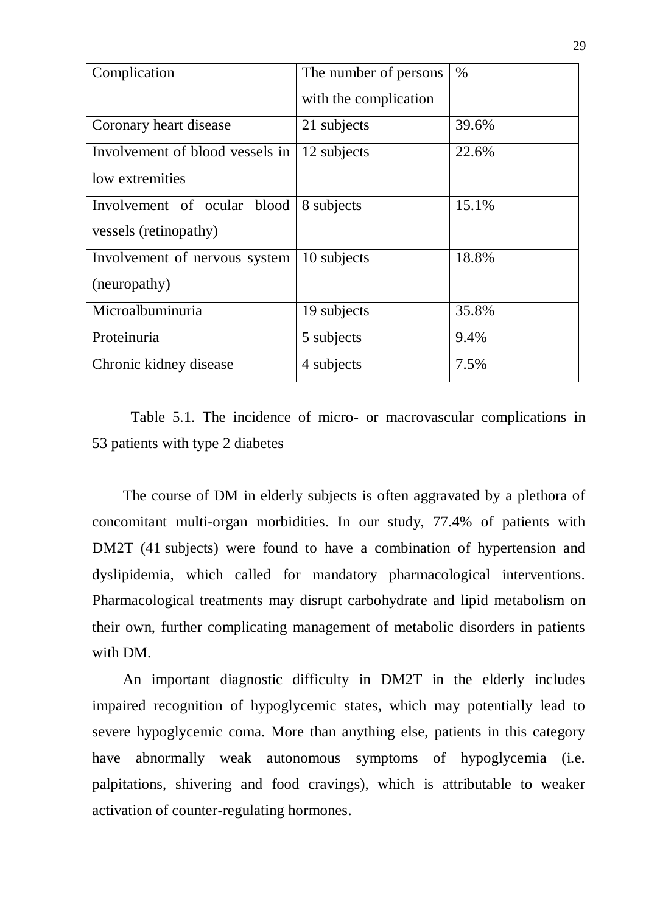| Complication | The number of persons with the complication | % |
|---|---|---|
| Coronary heart disease | 21 subjects | 39.6% |
| Involvement of blood vessels in low extremities | 12 subjects | 22.6% |
| Involvement of ocular blood vessels (retinopathy) | 8 subjects | 15.1% |
| Involvement of nervous system (neuropathy) | 10 subjects | 18.8% |
| Microalbuminuria | 19 subjects | 35.8% |
| Proteinuria | 5 subjects | 9.4% |
| Chronic kidney disease | 4 subjects | 7.5% |

Table 5.1. The incidence of micro- or macrovascular complications in 53 patients with type 2 diabetes

The course of DM in elderly subjects is often aggravated by a plethora of concomitant multi-organ morbidities. In our study, 77.4% of patients with DM2T (41 subjects) were found to have a combination of hypertension and dyslipidemia, which called for mandatory pharmacological interventions. Pharmacological treatments may disrupt carbohydrate and lipid metabolism on their own, further complicating management of metabolic disorders in patients with DM.

An important diagnostic difficulty in DM2T in the elderly includes impaired recognition of hypoglycemic states, which may potentially lead to severe hypoglycemic coma. More than anything else, patients in this category have abnormally weak autonomous symptoms of hypoglycemia (i.e. palpitations, shivering and food cravings), which is attributable to weaker activation of counter-regulating hormones.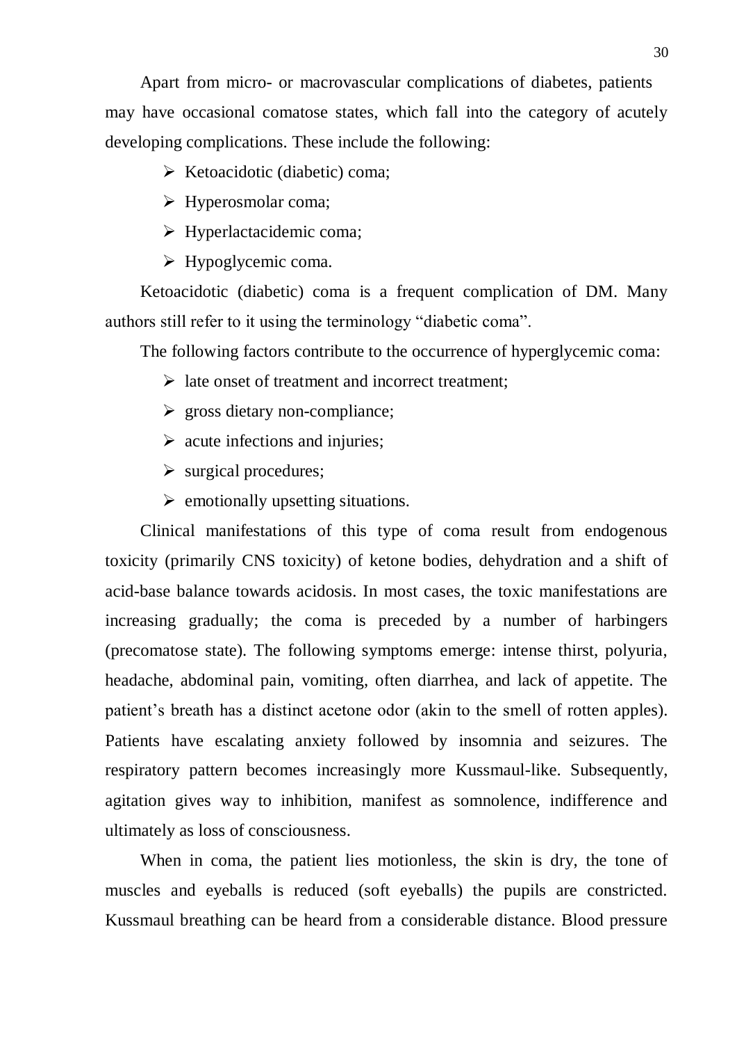Apart from micro- or macrovascular complications of diabetes, patients may have occasional comatose states, which fall into the category of acutely developing complications. These include the following:

- Ketoacidotic (diabetic) coma;
- Hyperosmolar coma;
- Hyperlactacidemic coma;
- Hypoglycemic coma.

Ketoacidotic (diabetic) coma is a frequent complication of DM. Many authors still refer to it using the terminology "diabetic coma".

The following factors contribute to the occurrence of hyperglycemic coma:

- late onset of treatment and incorrect treatment;
- gross dietary non-compliance;
- acute infections and injuries;
- surgical procedures;
- emotionally upsetting situations.

Clinical manifestations of this type of coma result from endogenous toxicity (primarily CNS toxicity) of ketone bodies, dehydration and a shift of acid-base balance towards acidosis. In most cases, the toxic manifestations are increasing gradually; the coma is preceded by a number of harbingers (precomatose state). The following symptoms emerge: intense thirst, polyuria, headache, abdominal pain, vomiting, often diarrhea, and lack of appetite. The patient's breath has a distinct acetone odor (akin to the smell of rotten apples). Patients have escalating anxiety followed by insomnia and seizures. The respiratory pattern becomes increasingly more Kussmaul-like. Subsequently, agitation gives way to inhibition, manifest as somnolence, indifference and ultimately as loss of consciousness.

When in coma, the patient lies motionless, the skin is dry, the tone of muscles and eyeballs is reduced (soft eyeballs) the pupils are constricted. Kussmaul breathing can be heard from a considerable distance. Blood pressure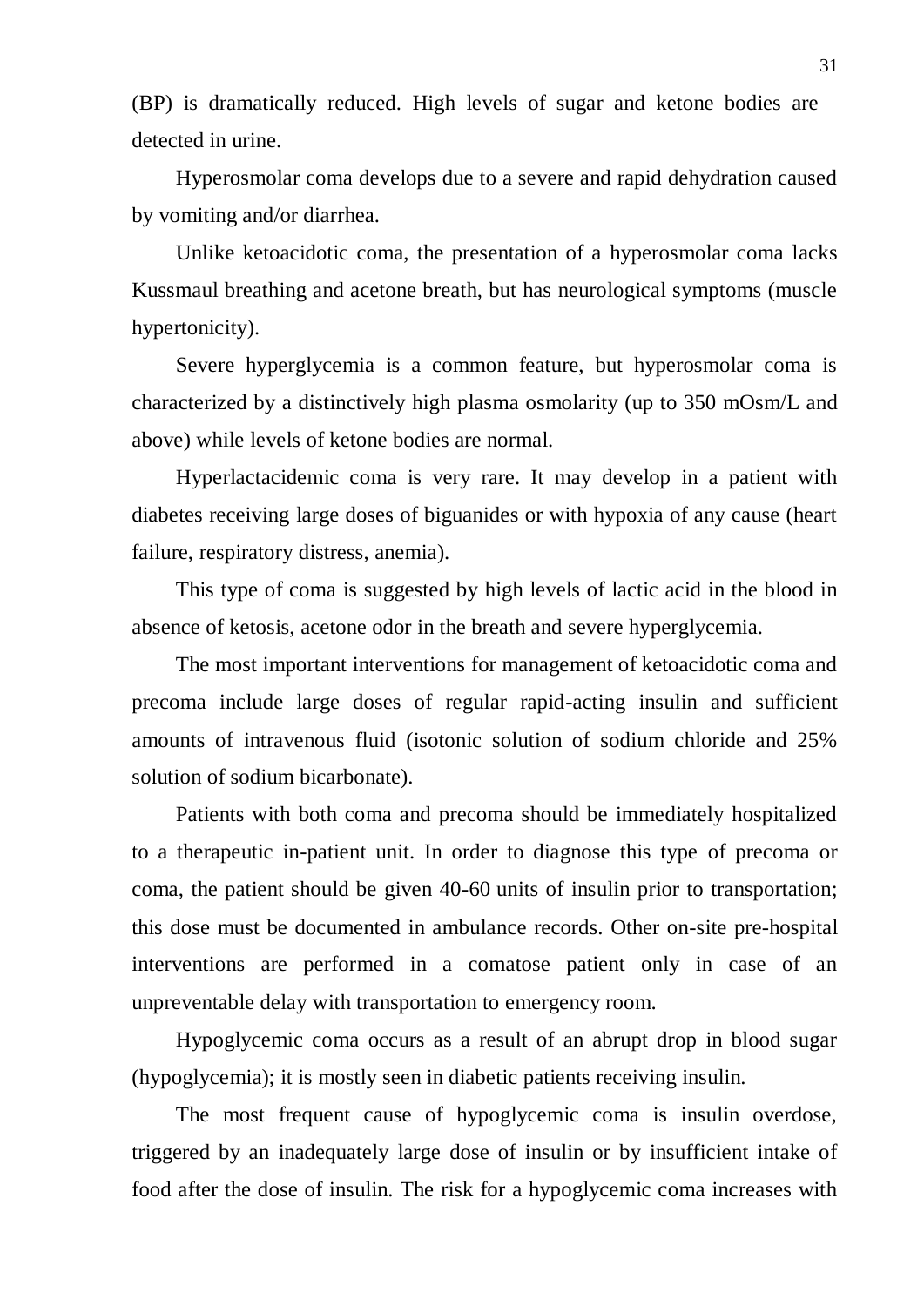(BP) is dramatically reduced. High levels of sugar and ketone bodies are detected in urine.

Hyperosmolar coma develops due to a severe and rapid dehydration caused by vomiting and/or diarrhea.

Unlike ketoacidotic coma, the presentation of a hyperosmolar coma lacks Kussmaul breathing and acetone breath, but has neurological symptoms (muscle hypertonicity).

Severe hyperglycemia is a common feature, but hyperosmolar coma is characterized by a distinctively high plasma osmolarity (up to 350 mOsm/L and above) while levels of ketone bodies are normal.

Hyperlactacidemic coma is very rare. It may develop in a patient with diabetes receiving large doses of biguanides or with hypoxia of any cause (heart failure, respiratory distress, anemia).

This type of coma is suggested by high levels of lactic acid in the blood in absence of ketosis, acetone odor in the breath and severe hyperglycemia.

The most important interventions for management of ketoacidotic coma and precoma include large doses of regular rapid-acting insulin and sufficient amounts of intravenous fluid (isotonic solution of sodium chloride and 25% solution of sodium bicarbonate).

Patients with both coma and precoma should be immediately hospitalized to a therapeutic in-patient unit. In order to diagnose this type of precoma or coma, the patient should be given 40-60 units of insulin prior to transportation; this dose must be documented in ambulance records. Other on-site pre-hospital interventions are performed in a comatose patient only in case of an unpreventable delay with transportation to emergency room.

Hypoglycemic coma occurs as a result of an abrupt drop in blood sugar (hypoglycemia); it is mostly seen in diabetic patients receiving insulin.

The most frequent cause of hypoglycemic coma is insulin overdose, triggered by an inadequately large dose of insulin or by insufficient intake of food after the dose of insulin. The risk for a hypoglycemic coma increases with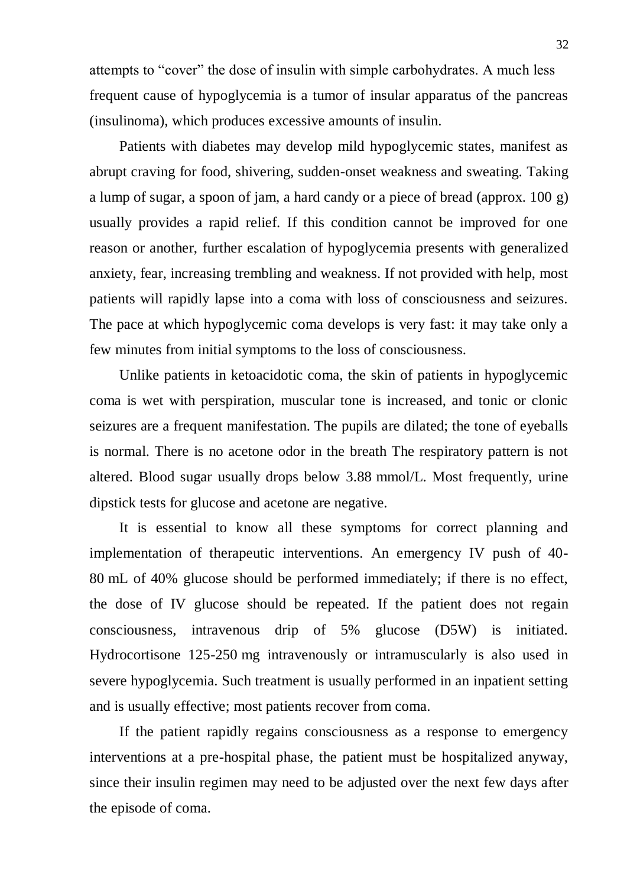attempts to "cover" the dose of insulin with simple carbohydrates. A much less frequent cause of hypoglycemia is a tumor of insular apparatus of the pancreas (insulinoma), which produces excessive amounts of insulin.

Patients with diabetes may develop mild hypoglycemic states, manifest as abrupt craving for food, shivering, sudden-onset weakness and sweating. Taking a lump of sugar, a spoon of jam, a hard candy or a piece of bread (approx. 100 g) usually provides a rapid relief. If this condition cannot be improved for one reason or another, further escalation of hypoglycemia presents with generalized anxiety, fear, increasing trembling and weakness. If not provided with help, most patients will rapidly lapse into a coma with loss of consciousness and seizures. The pace at which hypoglycemic coma develops is very fast: it may take only a few minutes from initial symptoms to the loss of consciousness.

Unlike patients in ketoacidotic coma, the skin of patients in hypoglycemic coma is wet with perspiration, muscular tone is increased, and tonic or clonic seizures are a frequent manifestation. The pupils are dilated; the tone of eyeballs is normal. There is no acetone odor in the breath The respiratory pattern is not altered. Blood sugar usually drops below 3.88 mmol/L. Most frequently, urine dipstick tests for glucose and acetone are negative.

It is essential to know all these symptoms for correct planning and implementation of therapeutic interventions. An emergency IV push of 40-80 mL of 40% glucose should be performed immediately; if there is no effect, the dose of IV glucose should be repeated. If the patient does not regain consciousness, intravenous drip of 5% glucose (D5W) is initiated. Hydrocortisone 125-250 mg intravenously or intramuscularly is also used in severe hypoglycemia. Such treatment is usually performed in an inpatient setting and is usually effective; most patients recover from coma.

If the patient rapidly regains consciousness as a response to emergency interventions at a pre-hospital phase, the patient must be hospitalized anyway, since their insulin regimen may need to be adjusted over the next few days after the episode of coma.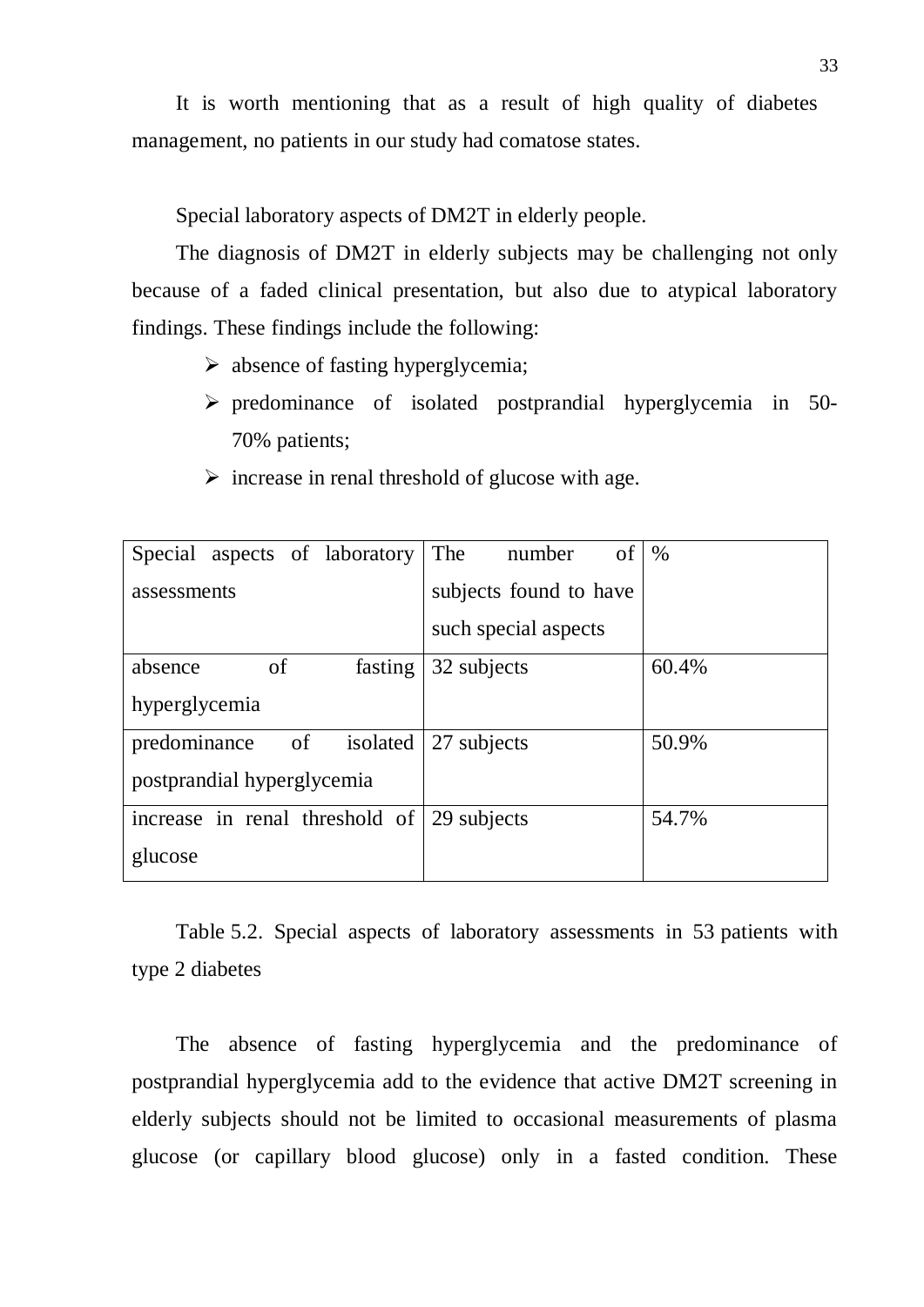It is worth mentioning that as a result of high quality of diabetes management, no patients in our study had comatose states.

Special laboratory aspects of DM2T in elderly people.

The diagnosis of DM2T in elderly subjects may be challenging not only because of a faded clinical presentation, but also due to atypical laboratory findings. These findings include the following:

- absence of fasting hyperglycemia;
- predominance of isolated postprandial hyperglycemia in 50-70% patients;
- increase in renal threshold of glucose with age.

| Special aspects of laboratory assessments | The number of subjects found to have such special aspects | % |
| --- | --- | --- |
| absence of fasting hyperglycemia | 32 subjects | 60.4% |
| predominance of isolated postprandial hyperglycemia | 27 subjects | 50.9% |
| increase in renal threshold of glucose | 29 subjects | 54.7% |

Table 5.2. Special aspects of laboratory assessments in 53 patients with type 2 diabetes

The absence of fasting hyperglycemia and the predominance of postprandial hyperglycemia add to the evidence that active DM2T screening in elderly subjects should not be limited to occasional measurements of plasma glucose (or capillary blood glucose) only in a fasted condition. These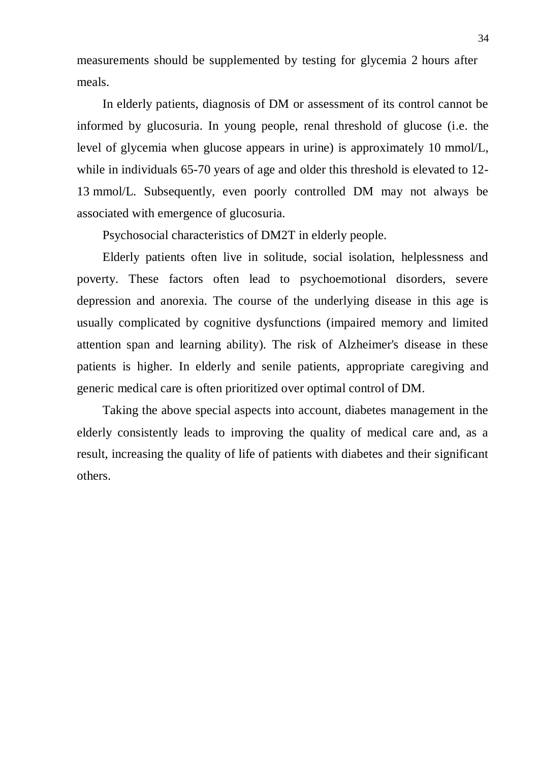measurements should be supplemented by testing for glycemia 2 hours after meals.

In elderly patients, diagnosis of DM or assessment of its control cannot be informed by glucosuria. In young people, renal threshold of glucose (i.e. the level of glycemia when glucose appears in urine) is approximately 10 mmol/L, while in individuals 65-70 years of age and older this threshold is elevated to 12-13 mmol/L. Subsequently, even poorly controlled DM may not always be associated with emergence of glucosuria.

Psychosocial characteristics of DM2T in elderly people.

Elderly patients often live in solitude, social isolation, helplessness and poverty. These factors often lead to psychoemotional disorders, severe depression and anorexia. The course of the underlying disease in this age is usually complicated by cognitive dysfunctions (impaired memory and limited attention span and learning ability). The risk of Alzheimer's disease in these patients is higher. In elderly and senile patients, appropriate caregiving and generic medical care is often prioritized over optimal control of DM.

Taking the above special aspects into account, diabetes management in the elderly consistently leads to improving the quality of medical care and, as a result, increasing the quality of life of patients with diabetes and their significant others.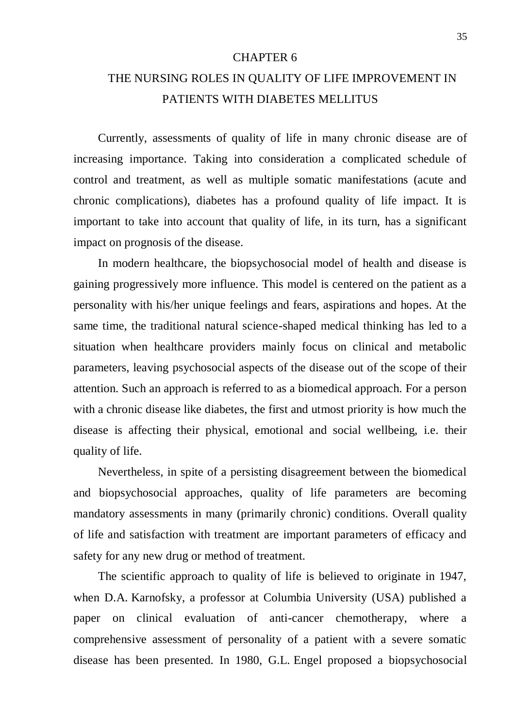# CHAPTER 6

# THE NURSING ROLES IN QUALITY OF LIFE IMPROVEMENT IN PATIENTS WITH DIABETES MELLITUS

Currently, assessments of quality of life in many chronic disease are of increasing importance. Taking into consideration a complicated schedule of control and treatment, as well as multiple somatic manifestations (acute and chronic complications), diabetes has a profound quality of life impact. It is important to take into account that quality of life, in its turn, has a significant impact on prognosis of the disease.

In modern healthcare, the biopsychosocial model of health and disease is gaining progressively more influence. This model is centered on the patient as a personality with his/her unique feelings and fears, aspirations and hopes. At the same time, the traditional natural science-shaped medical thinking has led to a situation when healthcare providers mainly focus on clinical and metabolic parameters, leaving psychosocial aspects of the disease out of the scope of their attention. Such an approach is referred to as a biomedical approach. For a person with a chronic disease like diabetes, the first and utmost priority is how much the disease is affecting their physical, emotional and social wellbeing, i.e. their quality of life.

Nevertheless, in spite of a persisting disagreement between the biomedical and biopsychosocial approaches, quality of life parameters are becoming mandatory assessments in many (primarily chronic) conditions. Overall quality of life and satisfaction with treatment are important parameters of efficacy and safety for any new drug or method of treatment.

The scientific approach to quality of life is believed to originate in 1947, when D.A. Karnofsky, a professor at Columbia University (USA) published a paper on clinical evaluation of anti-cancer chemotherapy, where a comprehensive assessment of personality of a patient with a severe somatic disease has been presented. In 1980, G.L. Engel proposed a biopsychosocial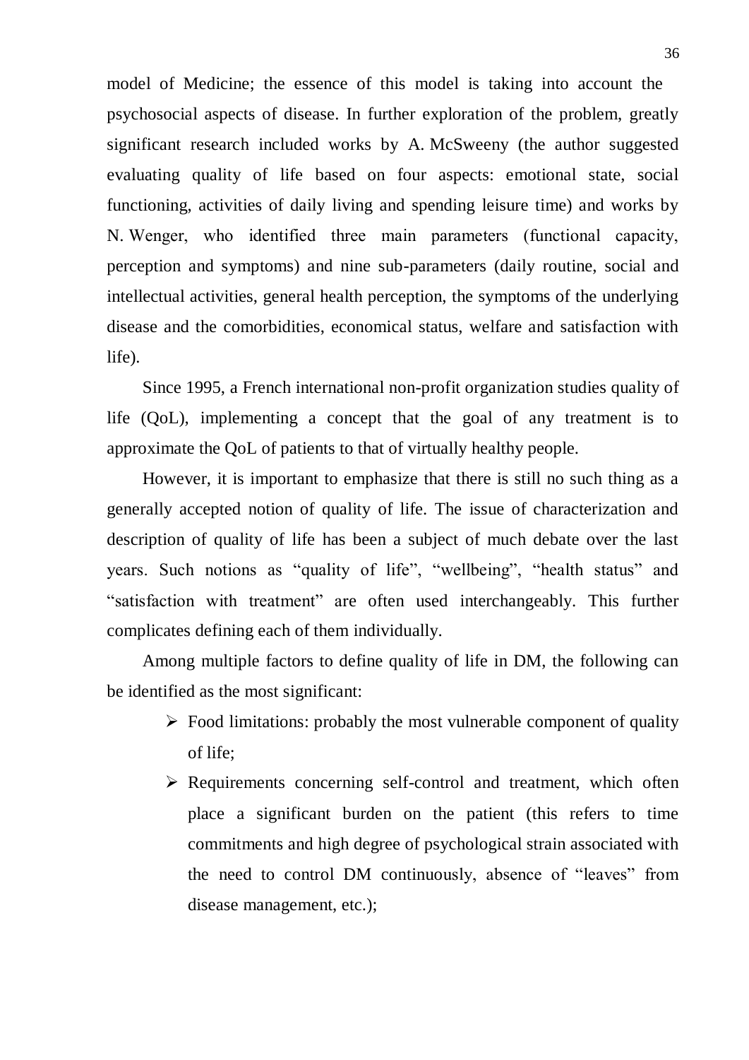model of Medicine; the essence of this model is taking into account the psychosocial aspects of disease. In further exploration of the problem, greatly significant research included works by A. McSweeny (the author suggested evaluating quality of life based on four aspects: emotional state, social functioning, activities of daily living and spending leisure time) and works by N. Wenger, who identified three main parameters (functional capacity, perception and symptoms) and nine sub-parameters (daily routine, social and intellectual activities, general health perception, the symptoms of the underlying disease and the comorbidities, economical status, welfare and satisfaction with life).

Since 1995, a French international non-profit organization studies quality of life (QoL), implementing a concept that the goal of any treatment is to approximate the QoL of patients to that of virtually healthy people.

However, it is important to emphasize that there is still no such thing as a generally accepted notion of quality of life. The issue of characterization and description of quality of life has been a subject of much debate over the last years. Such notions as "quality of life", "wellbeing", "health status" and "satisfaction with treatment" are often used interchangeably. This further complicates defining each of them individually.

Among multiple factors to define quality of life in DM, the following can be identified as the most significant:

- Food limitations: probably the most vulnerable component of quality of life;
- Requirements concerning self-control and treatment, which often place a significant burden on the patient (this refers to time commitments and high degree of psychological strain associated with the need to control DM continuously, absence of "leaves" from disease management, etc.);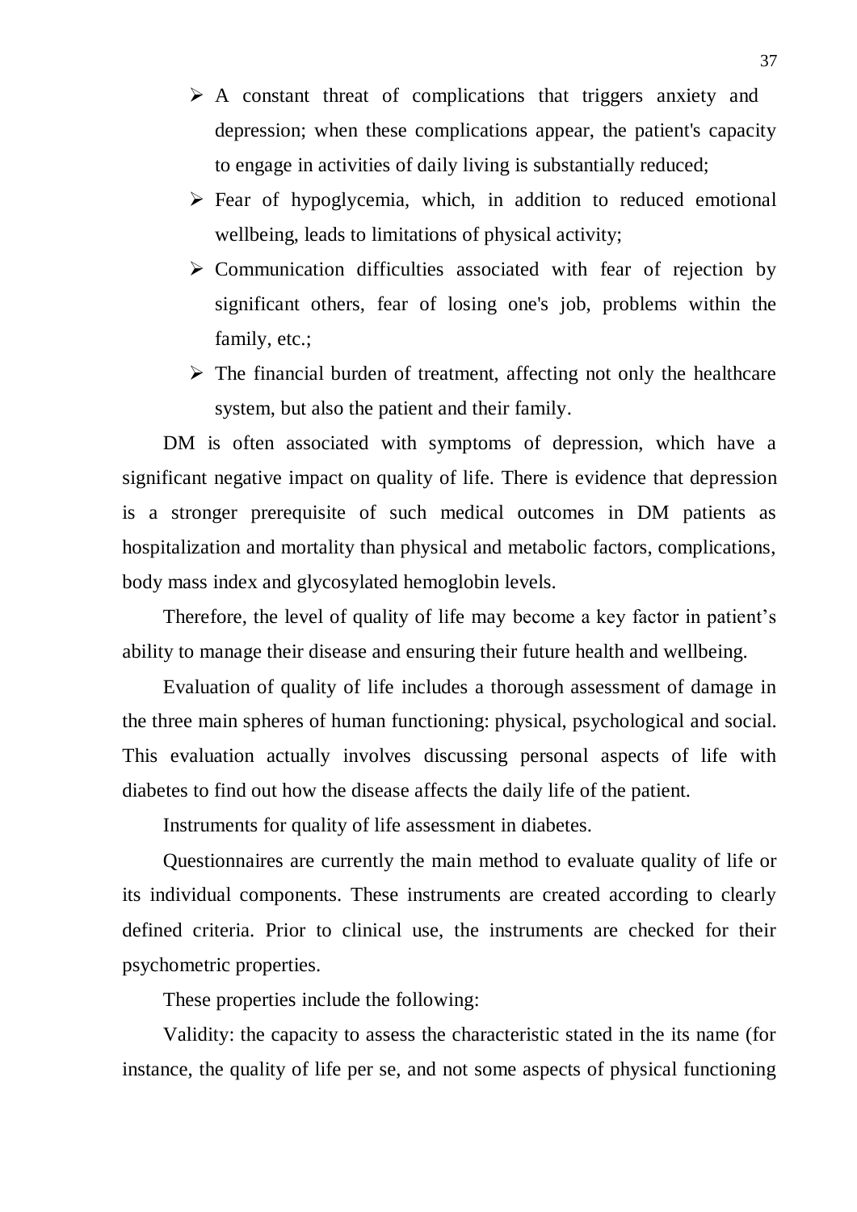- A constant threat of complications that triggers anxiety and depression; when these complications appear, the patient's capacity to engage in activities of daily living is substantially reduced;
- Fear of hypoglycemia, which, in addition to reduced emotional wellbeing, leads to limitations of physical activity;
- Communication difficulties associated with fear of rejection by significant others, fear of losing one's job, problems within the family, etc.;
- The financial burden of treatment, affecting not only the healthcare system, but also the patient and their family.

DM is often associated with symptoms of depression, which have a significant negative impact on quality of life. There is evidence that depression is a stronger prerequisite of such medical outcomes in DM patients as hospitalization and mortality than physical and metabolic factors, complications, body mass index and glycosylated hemoglobin levels.

Therefore, the level of quality of life may become a key factor in patient's ability to manage their disease and ensuring their future health and wellbeing.

Evaluation of quality of life includes a thorough assessment of damage in the three main spheres of human functioning: physical, psychological and social. This evaluation actually involves discussing personal aspects of life with diabetes to find out how the disease affects the daily life of the patient.

Instruments for quality of life assessment in diabetes.

Questionnaires are currently the main method to evaluate quality of life or its individual components. These instruments are created according to clearly defined criteria. Prior to clinical use, the instruments are checked for their psychometric properties.

These properties include the following:

Validity: the capacity to assess the characteristic stated in the its name (for instance, the quality of life per se, and not some aspects of physical functioning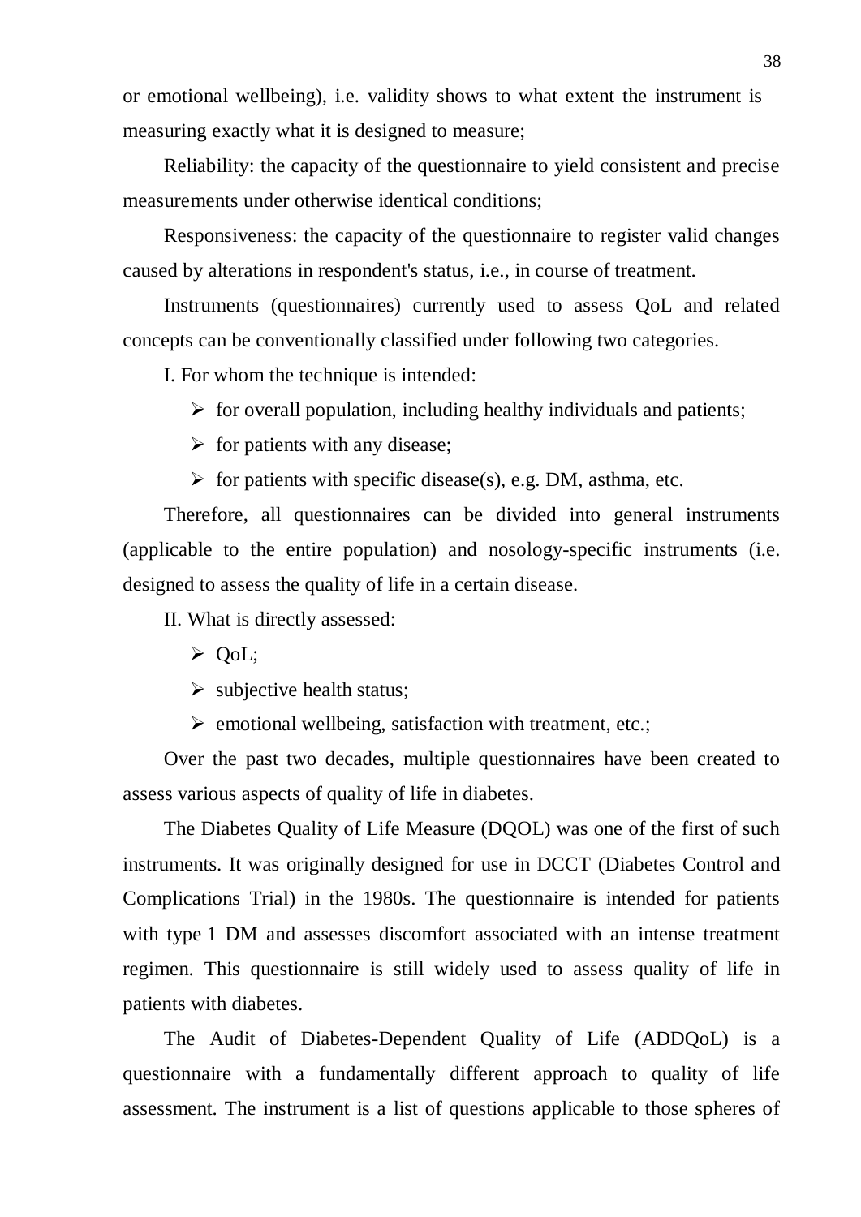or emotional wellbeing), i.e. validity shows to what extent the instrument is measuring exactly what it is designed to measure;

Reliability: the capacity of the questionnaire to yield consistent and precise measurements under otherwise identical conditions;

Responsiveness: the capacity of the questionnaire to register valid changes caused by alterations in respondent's status, i.e., in course of treatment.

Instruments (questionnaires) currently used to assess QoL and related concepts can be conventionally classified under following two categories.

I. For whom the technique is intended:

- for overall population, including healthy individuals and patients;
- for patients with any disease;
- for patients with specific disease(s), e.g. DM, asthma, etc.

Therefore, all questionnaires can be divided into general instruments (applicable to the entire population) and nosology-specific instruments (i.e. designed to assess the quality of life in a certain disease.

II. What is directly assessed:

- QoL;
- subjective health status;
- emotional wellbeing, satisfaction with treatment, etc.;

Over the past two decades, multiple questionnaires have been created to assess various aspects of quality of life in diabetes.

The Diabetes Quality of Life Measure (DQOL) was one of the first of such instruments. It was originally designed for use in DCCT (Diabetes Control and Complications Trial) in the 1980s. The questionnaire is intended for patients with type 1 DM and assesses discomfort associated with an intense treatment regimen. This questionnaire is still widely used to assess quality of life in patients with diabetes.

The Audit of Diabetes-Dependent Quality of Life (ADDQoL) is a questionnaire with a fundamentally different approach to quality of life assessment. The instrument is a list of questions applicable to those spheres of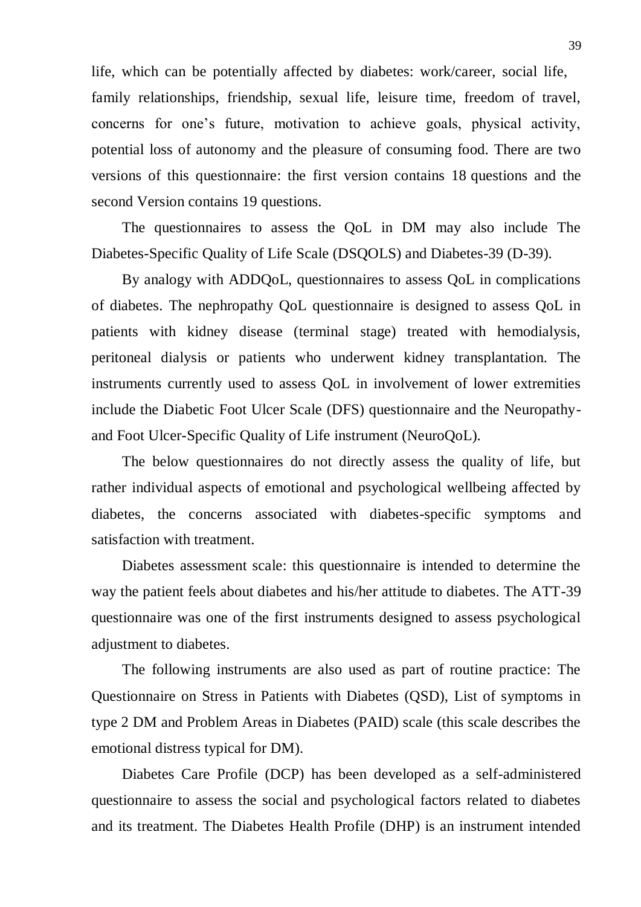life, which can be potentially affected by diabetes: work/career, social life, family relationships, friendship, sexual life, leisure time, freedom of travel, concerns for one's future, motivation to achieve goals, physical activity, potential loss of autonomy and the pleasure of consuming food. There are two versions of this questionnaire: the first version contains 18 questions and the second Version contains 19 questions.

The questionnaires to assess the QoL in DM may also include The Diabetes-Specific Quality of Life Scale (DSQOLS) and Diabetes-39 (D-39).

By analogy with ADDQoL, questionnaires to assess QoL in complications of diabetes. The nephropathy QoL questionnaire is designed to assess QoL in patients with kidney disease (terminal stage) treated with hemodialysis, peritoneal dialysis or patients who underwent kidney transplantation. The instruments currently used to assess QoL in involvement of lower extremities include the Diabetic Foot Ulcer Scale (DFS) questionnaire and the Neuropathy- and Foot Ulcer-Specific Quality of Life instrument (NeuroQoL).

The below questionnaires do not directly assess the quality of life, but rather individual aspects of emotional and psychological wellbeing affected by diabetes, the concerns associated with diabetes-specific symptoms and satisfaction with treatment.

Diabetes assessment scale: this questionnaire is intended to determine the way the patient feels about diabetes and his/her attitude to diabetes. The ATT-39 questionnaire was one of the first instruments designed to assess psychological adjustment to diabetes.

The following instruments are also used as part of routine practice: The Questionnaire on Stress in Patients with Diabetes (QSD), List of symptoms in type 2 DM and Problem Areas in Diabetes (PAID) scale (this scale describes the emotional distress typical for DM).

Diabetes Care Profile (DCP) has been developed as a self-administered questionnaire to assess the social and psychological factors related to diabetes and its treatment. The Diabetes Health Profile (DHP) is an instrument intended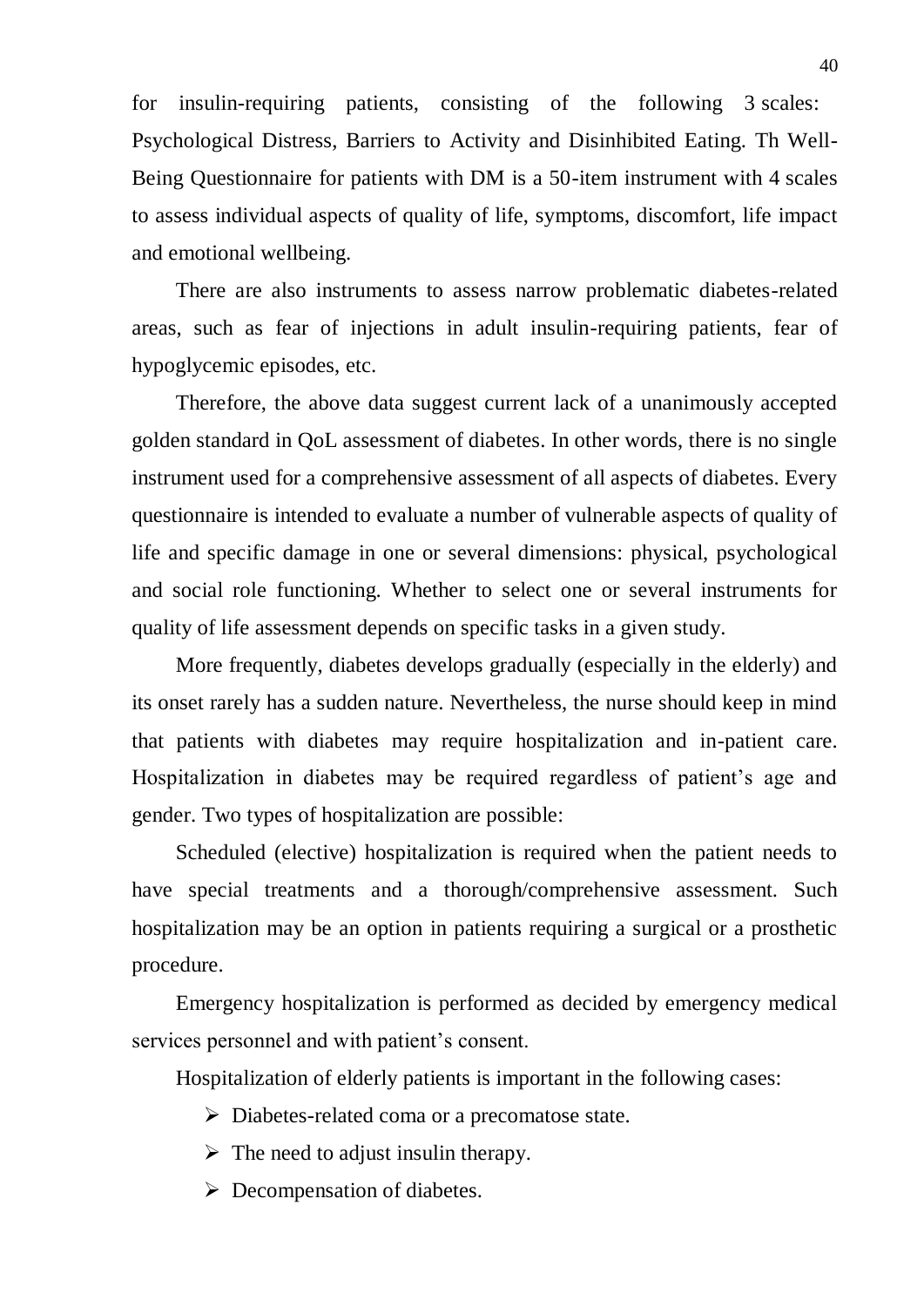for insulin-requiring patients, consisting of the following 3 scales: Psychological Distress, Barriers to Activity and Disinhibited Eating. Th Well-Being Questionnaire for patients with DM is a 50-item instrument with 4 scales to assess individual aspects of quality of life, symptoms, discomfort, life impact and emotional wellbeing.

There are also instruments to assess narrow problematic diabetes-related areas, such as fear of injections in adult insulin-requiring patients, fear of hypoglycemic episodes, etc.

Therefore, the above data suggest current lack of a unanimously accepted golden standard in QoL assessment of diabetes. In other words, there is no single instrument used for a comprehensive assessment of all aspects of diabetes. Every questionnaire is intended to evaluate a number of vulnerable aspects of quality of life and specific damage in one or several dimensions: physical, psychological and social role functioning. Whether to select one or several instruments for quality of life assessment depends on specific tasks in a given study.

More frequently, diabetes develops gradually (especially in the elderly) and its onset rarely has a sudden nature. Nevertheless, the nurse should keep in mind that patients with diabetes may require hospitalization and in-patient care. Hospitalization in diabetes may be required regardless of patient's age and gender. Two types of hospitalization are possible:

Scheduled (elective) hospitalization is required when the patient needs to have special treatments and a thorough/comprehensive assessment. Such hospitalization may be an option in patients requiring a surgical or a prosthetic procedure.

Emergency hospitalization is performed as decided by emergency medical services personnel and with patient's consent.

Hospitalization of elderly patients is important in the following cases:

- Diabetes-related coma or a precomatose state.
- The need to adjust insulin therapy.
- Decompensation of diabetes.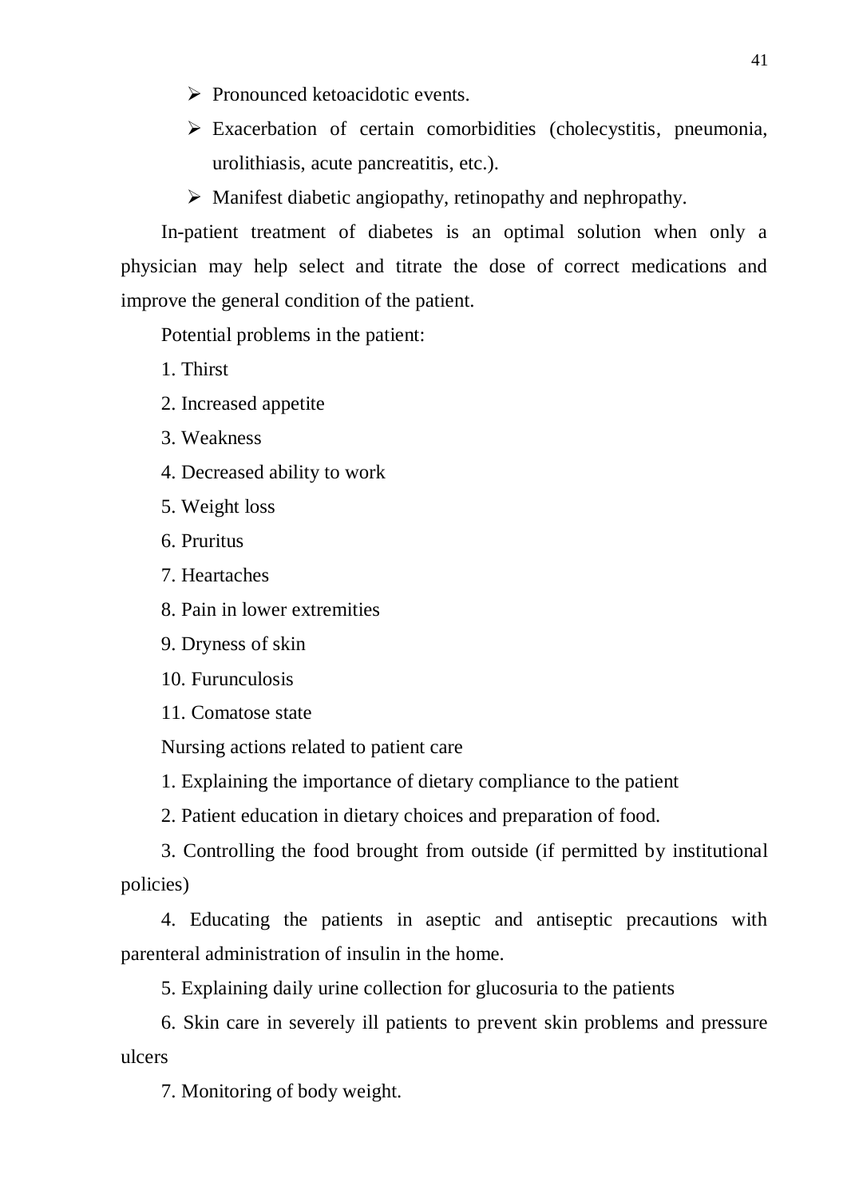- Pronounced ketoacidotic events.
- Exacerbation of certain comorbidities (cholecystitis, pneumonia, urolithiasis, acute pancreatitis, etc.).
- Manifest diabetic angiopathy, retinopathy and nephropathy.

In-patient treatment of diabetes is an optimal solution when only a physician may help select and titrate the dose of correct medications and improve the general condition of the patient.

Potential problems in the patient:

1. Thirst
2. Increased appetite
3. Weakness
4. Decreased ability to work
5. Weight loss
6. Pruritus
7. Heartaches
8. Pain in lower extremities
9. Dryness of skin
10. Furunculosis
11. Comatose state

Nursing actions related to patient care

1. Explaining the importance of dietary compliance to the patient
2. Patient education in dietary choices and preparation of food.
3. Controlling the food brought from outside (if permitted by institutional policies)
4. Educating the patients in aseptic and antiseptic precautions with parenteral administration of insulin in the home.
5. Explaining daily urine collection for glucosuria to the patients
6. Skin care in severely ill patients to prevent skin problems and pressure ulcers
7. Monitoring of body weight.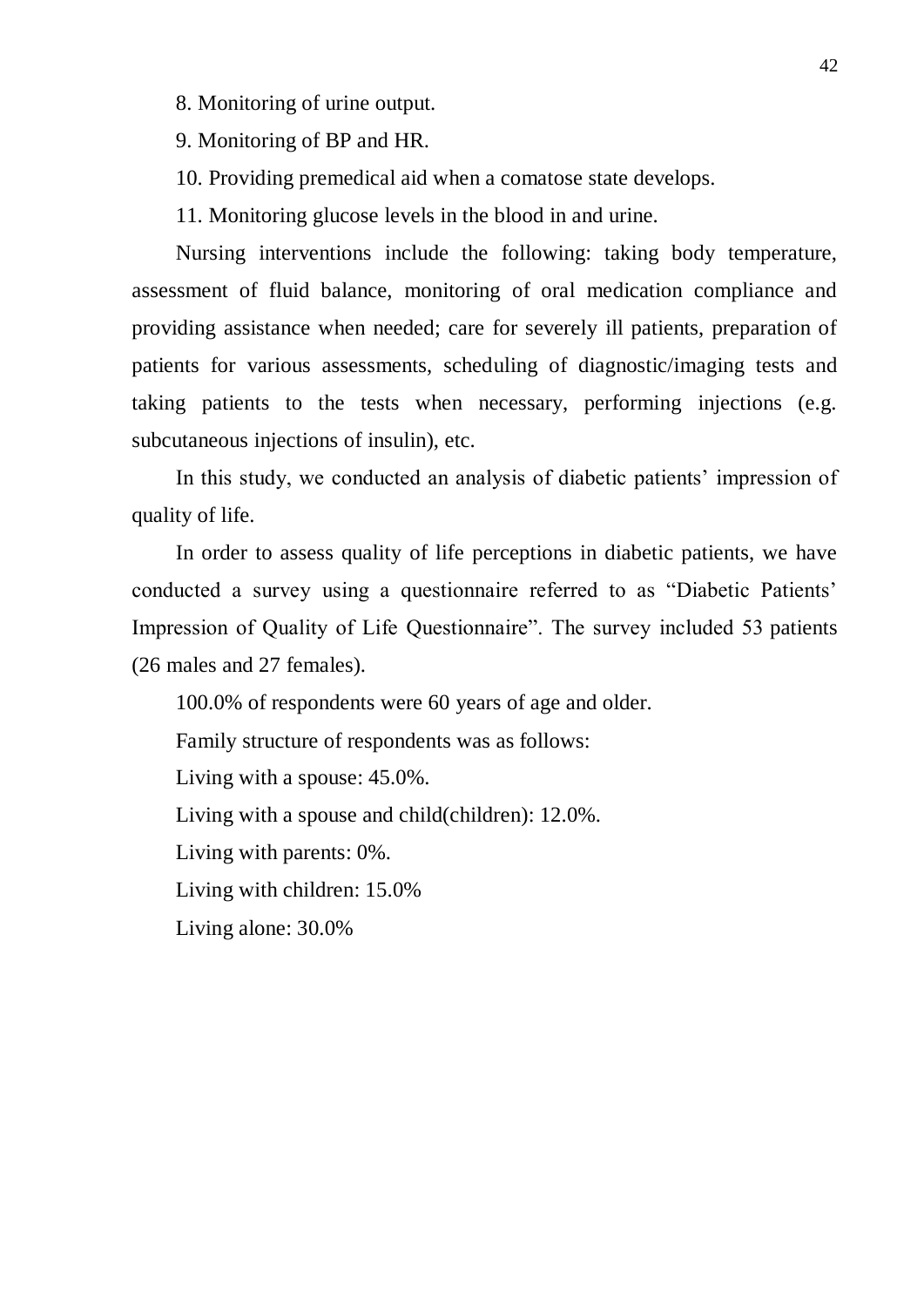8. Monitoring of urine output.

9. Monitoring of BP and HR.

10. Providing premedical aid when a comatose state develops.

11. Monitoring glucose levels in the blood in and urine.

Nursing interventions include the following: taking body temperature, assessment of fluid balance, monitoring of oral medication compliance and providing assistance when needed; care for severely ill patients, preparation of patients for various assessments, scheduling of diagnostic/imaging tests and taking patients to the tests when necessary, performing injections (e.g. subcutaneous injections of insulin), etc.

In this study, we conducted an analysis of diabetic patients' impression of quality of life.

In order to assess quality of life perceptions in diabetic patients, we have conducted a survey using a questionnaire referred to as "Diabetic Patients' Impression of Quality of Life Questionnaire". The survey included 53 patients (26 males and 27 females).

100.0% of respondents were 60 years of age and older.

Family structure of respondents was as follows:

Living with a spouse: 45.0%.

Living with a spouse and child(children): 12.0%.

Living with parents: 0%.

Living with children: 15.0%

Living alone: 30.0%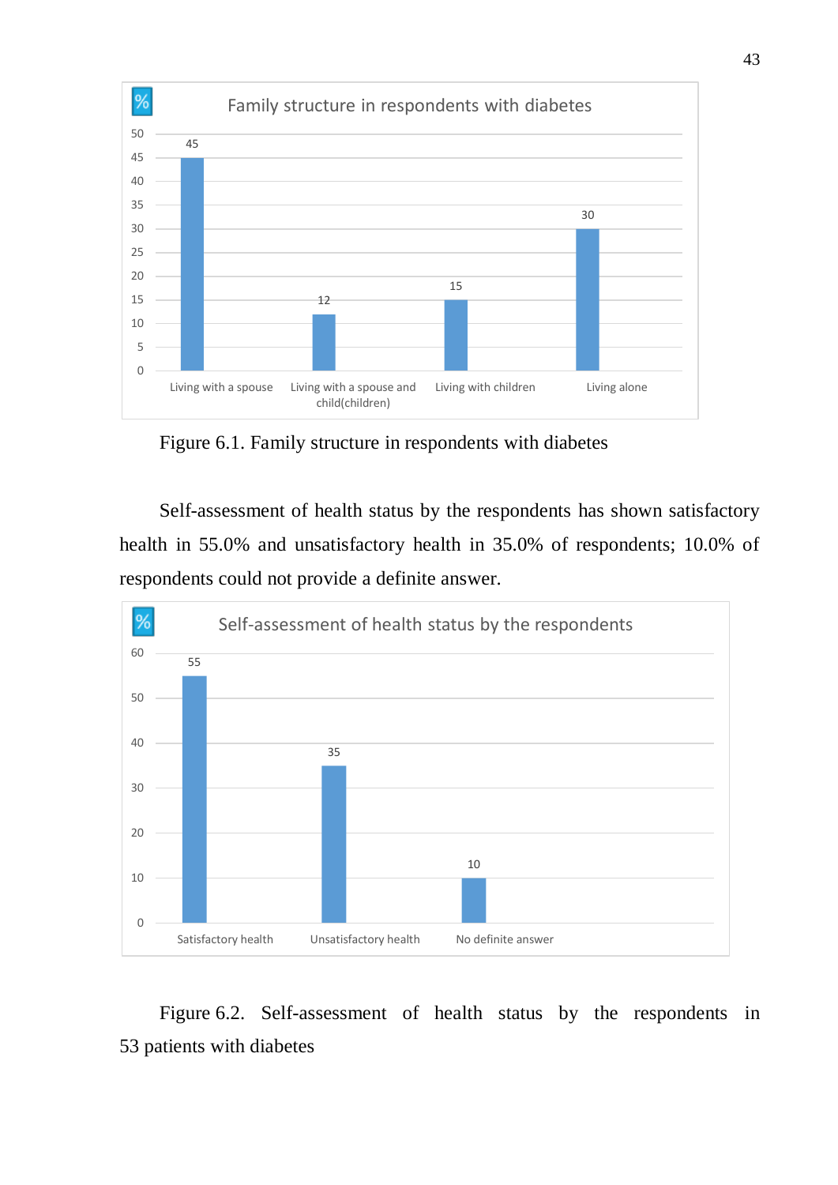Figure 6.1. Family structure in respondents with diabetes

Self-assessment of health status by the respondents has shown satisfactory health in 55.0% and unsatisfactory health in 35.0% of respondents; 10.0% of respondents could not provide a definite answer.

Figure 6.2. Self-assessment of health status by the respondents in patients with diabetes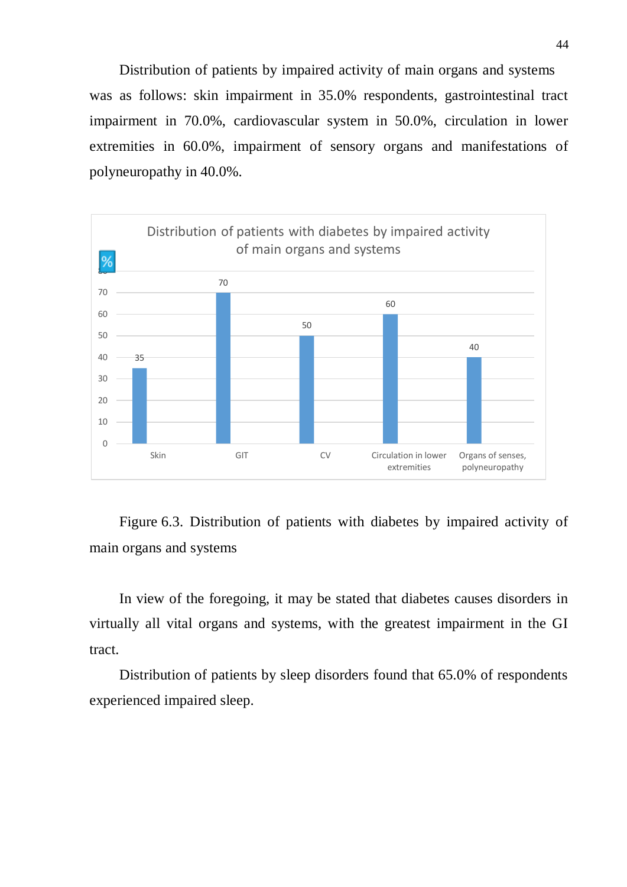Distribution of patients by impaired activity of main organs and systems was as follows: skin impairment in 35.0% respondents, gastrointestinal tract impairment in 70.0%, cardiovascular system in 50.0%, circulation in lower extremities in 60.0%, impairment of sensory organs and manifestations of polyneuropathy in 40.0%.

Figure 6.3. Distribution of patients with diabetes by impaired activity of main organs and systems

In view of the foregoing, it may be stated that diabetes causes disorders in virtually all vital organs and systems, with the greatest impairment in the GI tract.

Distribution of patients by sleep disorders found that 65.0% of respondents experienced impaired sleep.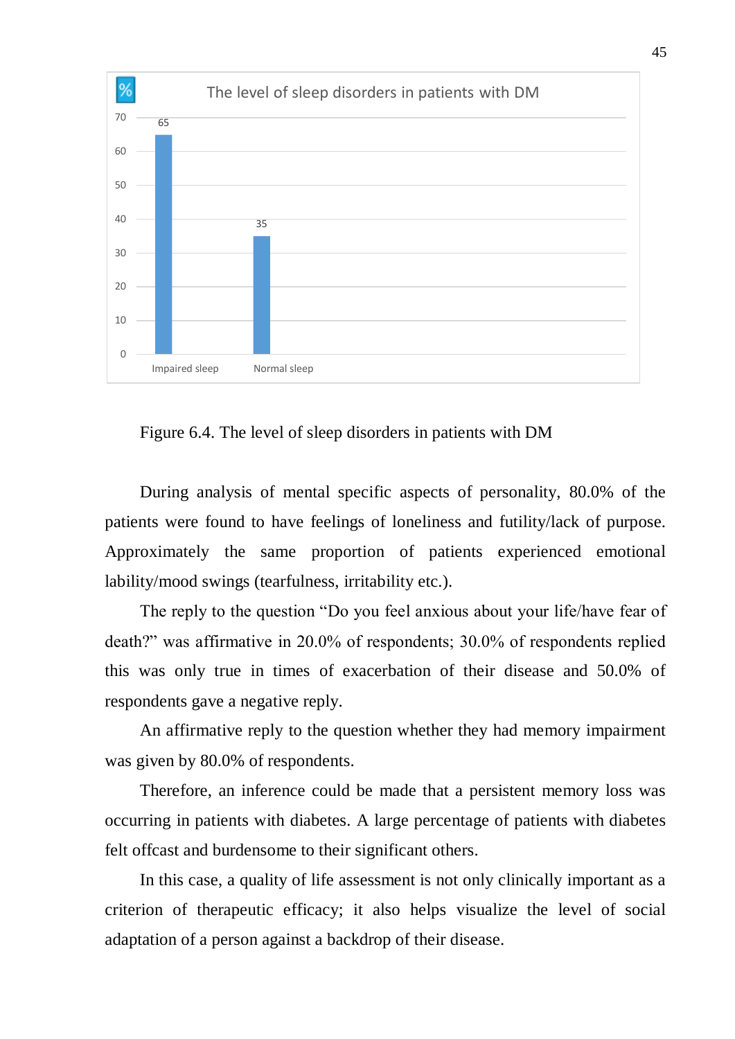Figure 6.4. The level of sleep disorders in patients with DM

During analysis of mental specific aspects of personality, 80.0% of the patients were found to have feelings of loneliness and futility/lack of purpose. Approximately the same proportion of patients experienced emotional lability/mood swings (tearfulness, irritability etc.).

The reply to the question "Do you feel anxious about your life/have fear of death?" was affirmative in 20.0% of respondents; 30.0% of respondents replied this was only true in times of exacerbation of their disease and 50.0% of respondents gave a negative reply.

An affirmative reply to the question whether they had memory impairment was given by 80.0% of respondents.

Therefore, an inference could be made that a persistent memory loss was occurring in patients with diabetes. A large percentage of patients with diabetes felt offcast and burdensome to their significant others.

In this case, a quality of life assessment is not only clinically important as a criterion of therapeutic efficacy; it also helps visualize the level of social adaptation of a person against a backdrop of their disease.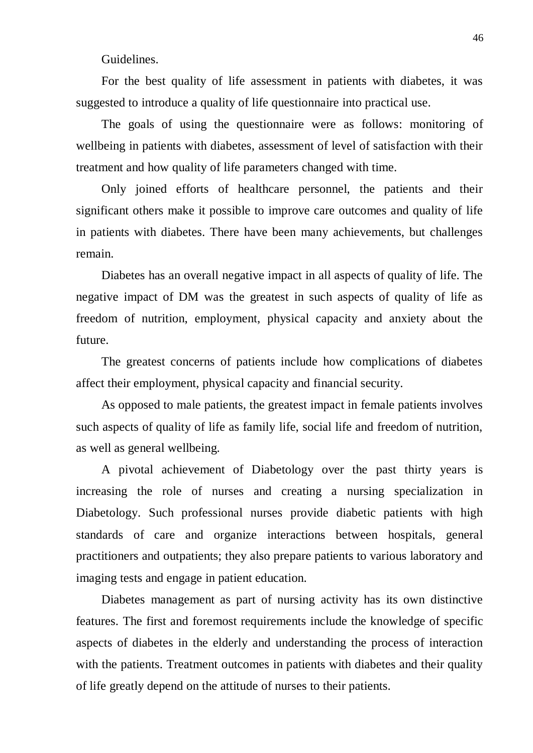Guidelines.

For the best quality of life assessment in patients with diabetes, it was suggested to introduce a quality of life questionnaire into practical use.

The goals of using the questionnaire were as follows: monitoring of wellbeing in patients with diabetes, assessment of level of satisfaction with their treatment and how quality of life parameters changed with time.

Only joined efforts of healthcare personnel, the patients and their significant others make it possible to improve care outcomes and quality of life in patients with diabetes. There have been many achievements, but challenges remain.

Diabetes has an overall negative impact in all aspects of quality of life. The negative impact of DM was the greatest in such aspects of quality of life as freedom of nutrition, employment, physical capacity and anxiety about the future.

The greatest concerns of patients include how complications of diabetes affect their employment, physical capacity and financial security.

As opposed to male patients, the greatest impact in female patients involves such aspects of quality of life as family life, social life and freedom of nutrition, as well as general wellbeing.

A pivotal achievement of Diabetology over the past thirty years is increasing the role of nurses and creating a nursing specialization in Diabetology. Such professional nurses provide diabetic patients with high standards of care and organize interactions between hospitals, general practitioners and outpatients; they also prepare patients to various laboratory and imaging tests and engage in patient education.

Diabetes management as part of nursing activity has its own distinctive features. The first and foremost requirements include the knowledge of specific aspects of diabetes in the elderly and understanding the process of interaction with the patients. Treatment outcomes in patients with diabetes and their quality of life greatly depend on the attitude of nurses to their patients.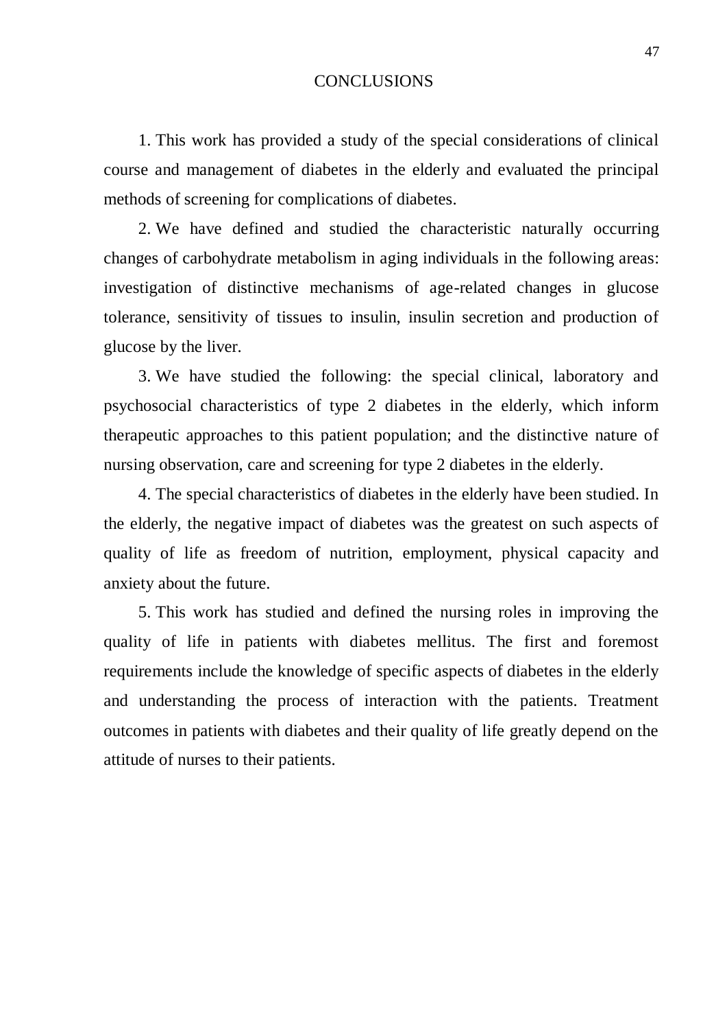# CONCLUSIONS

1. This work has provided a study of the special considerations of clinical course and management of diabetes in the elderly and evaluated the principal methods of screening for complications of diabetes.

2. We have defined and studied the characteristic naturally occurring changes of carbohydrate metabolism in aging individuals in the following areas: investigation of distinctive mechanisms of age-related changes in glucose tolerance, sensitivity of tissues to insulin, insulin secretion and production of glucose by the liver.

3. We have studied the following: the special clinical, laboratory and psychosocial characteristics of type 2 diabetes in the elderly, which inform therapeutic approaches to this patient population; and the distinctive nature of nursing observation, care and screening for type 2 diabetes in the elderly.

4. The special characteristics of diabetes in the elderly have been studied. In the elderly, the negative impact of diabetes was the greatest on such aspects of quality of life as freedom of nutrition, employment, physical capacity and anxiety about the future.

5. This work has studied and defined the nursing roles in improving the quality of life in patients with diabetes mellitus. The first and foremost requirements include the knowledge of specific aspects of diabetes in the elderly and understanding the process of interaction with the patients. Treatment outcomes in patients with diabetes and their quality of life greatly depend on the attitude of nurses to their patients.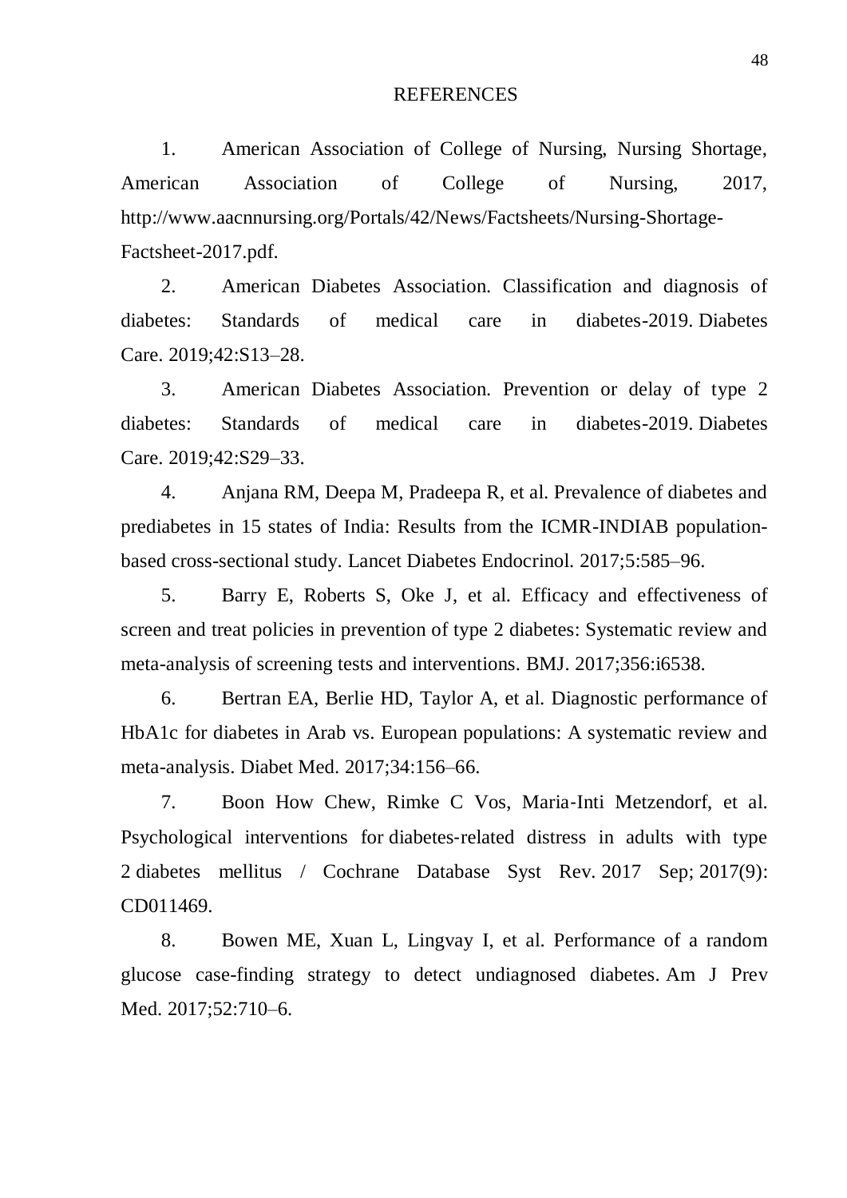# REFERENCES

1. American Association of College of Nursing, Nursing Shortage, American Association of College of Nursing, 2017, http://www.aacnnursing.org/Portals/42/News/Factsheets/Nursing-Shortage-Factsheet-2017.pdf.

2. American Diabetes Association. Classification and diagnosis of diabetes: Standards of medical care in diabetes-2019. Diabetes Care. 2019;42:S13–28.

3. American Diabetes Association. Prevention or delay of type 2 diabetes: Standards of medical care in diabetes-2019. Diabetes Care. 2019;42:S29–33.

4. Anjana RM, Deepa M, Pradeepa R, et al. Prevalence of diabetes and prediabetes in 15 states of India: Results from the ICMR-INDIAB population-based cross-sectional study. Lancet Diabetes Endocrinol. 2017;5:585–96.

5. Barry E, Roberts S, Oke J, et al. Efficacy and effectiveness of screen and treat policies in prevention of type 2 diabetes: Systematic review and meta-analysis of screening tests and interventions. BMJ. 2017;356:i6538.

6. Bertran EA, Berlie HD, Taylor A, et al. Diagnostic performance of HbA1c for diabetes in Arab vs. European populations: A systematic review and meta-analysis. Diabet Med. 2017;34:156–66.

7. Boon How Chew, Rimke C Vos, Maria-Inti Metzendorf, et al. Psychological interventions for diabetes-related distress in adults with type 2 diabetes mellitus / Cochrane Database Syst Rev. 2017 Sep; 2017(9): CD011469.

8. Bowen ME, Xuan L, Lingvay I, et al. Performance of a random glucose case-finding strategy to detect undiagnosed diabetes. Am J Prev Med. 2017;52:710–6.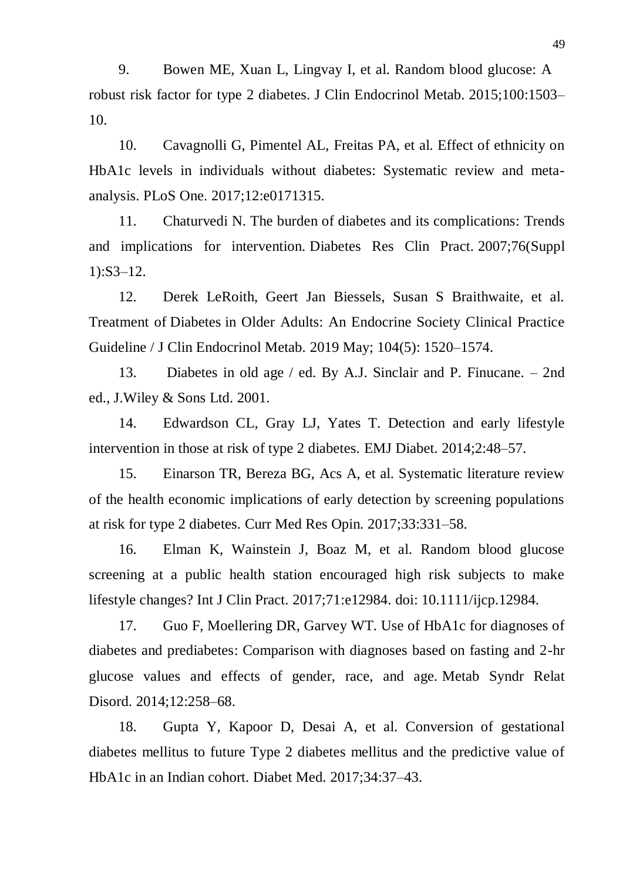9. Bowen ME, Xuan L, Lingvay I, et al. Random blood glucose: A robust risk factor for type 2 diabetes. J Clin Endocrinol Metab. 2015;100:1503–10.

10. Cavagnolli G, Pimentel AL, Freitas PA, et al. Effect of ethnicity on HbA1c levels in individuals without diabetes: Systematic review and meta-analysis. PLoS One. 2017;12:e0171315.

11. Chaturvedi N. The burden of diabetes and its complications: Trends and implications for intervention. Diabetes Res Clin Pract. 2007;76(Suppl 1):S3–12.

12. Derek LeRoith, Geert Jan Biessels, Susan S Braithwaite, et al. Treatment of Diabetes in Older Adults: An Endocrine Society Clinical Practice Guideline / J Clin Endocrinol Metab. 2019 May; 104(5): 1520–1574.

13. Diabetes in old age / ed. By A.J. Sinclair and P. Finucane. – 2nd ed., J.Wiley & Sons Ltd. 2001.

14. Edwardson CL, Gray LJ, Yates T. Detection and early lifestyle intervention in those at risk of type 2 diabetes. EMJ Diabet. 2014;2:48–57.

15. Einarson TR, Bereza BG, Acs A, et al. Systematic literature review of the health economic implications of early detection by screening populations at risk for type 2 diabetes. Curr Med Res Opin. 2017;33:331–58.

16. Elman K, Wainstein J, Boaz M, et al. Random blood glucose screening at a public health station encouraged high risk subjects to make lifestyle changes? Int J Clin Pract. 2017;71:e12984. doi: 10.1111/ijcp.12984.

17. Guo F, Moellering DR, Garvey WT. Use of HbA1c for diagnoses of diabetes and prediabetes: Comparison with diagnoses based on fasting and 2-hr glucose values and effects of gender, race, and age. Metab Syndr Relat Disord. 2014;12:258–68.

18. Gupta Y, Kapoor D, Desai A, et al. Conversion of gestational diabetes mellitus to future Type 2 diabetes mellitus and the predictive value of HbA1c in an Indian cohort. Diabet Med. 2017;34:37–43.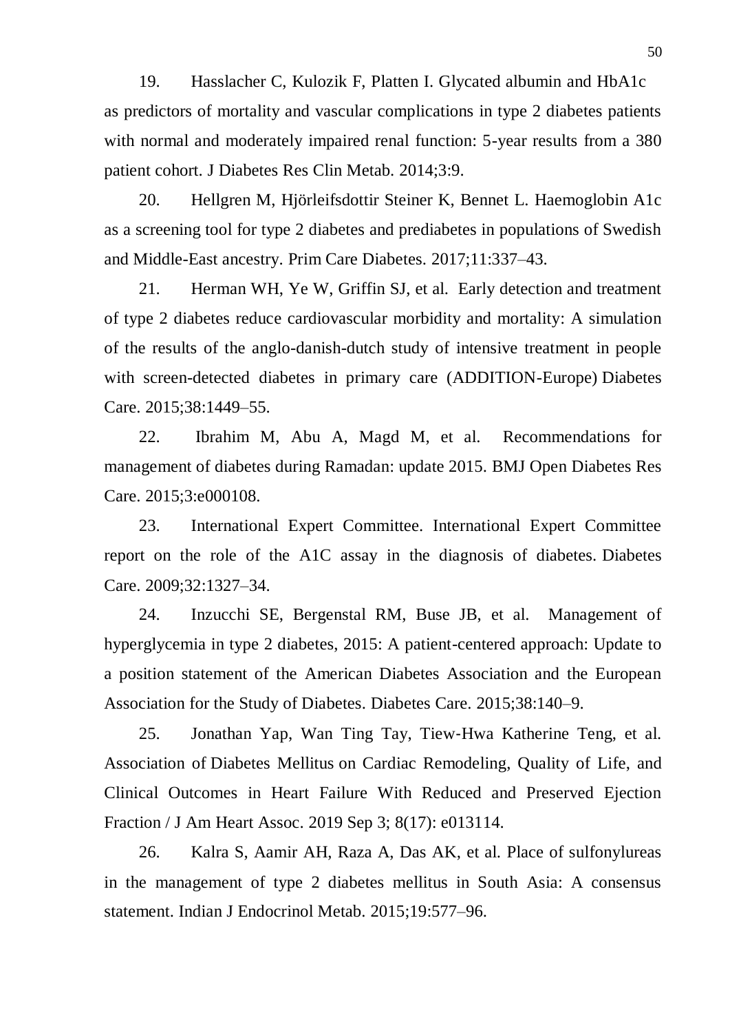19. Hasslacher C, Kulozik F, Platten I. Glycated albumin and HbA1c as predictors of mortality and vascular complications in type 2 diabetes patients with normal and moderately impaired renal function: 5-year results from a 380 patient cohort. J Diabetes Res Clin Metab. 2014;3:9.

20. Hellgren M, Hjörleifsdottir Steiner K, Bennet L. Haemoglobin A1c as a screening tool for type 2 diabetes and prediabetes in populations of Swedish and Middle-East ancestry. Prim Care Diabetes. 2017;11:337–43.

21. Herman WH, Ye W, Griffin SJ, et al. Early detection and treatment of type 2 diabetes reduce cardiovascular morbidity and mortality: A simulation of the results of the anglo-danish-dutch study of intensive treatment in people with screen-detected diabetes in primary care (ADDITION-Europe) Diabetes Care. 2015;38:1449–55.

22. Ibrahim M, Abu A, Magd M, et al. Recommendations for management of diabetes during Ramadan: update 2015. BMJ Open Diabetes Res Care. 2015;3:e000108.

23. International Expert Committee. International Expert Committee report on the role of the A1C assay in the diagnosis of diabetes. Diabetes Care. 2009;32:1327–34.

24. Inzucchi SE, Bergenstal RM, Buse JB, et al. Management of hyperglycemia in type 2 diabetes, 2015: A patient-centered approach: Update to a position statement of the American Diabetes Association and the European Association for the Study of Diabetes. Diabetes Care. 2015;38:140–9.

25. Jonathan Yap, Wan Ting Tay, Tiew-Hwa Katherine Teng, et al. Association of Diabetes Mellitus on Cardiac Remodeling, Quality of Life, and Clinical Outcomes in Heart Failure With Reduced and Preserved Ejection Fraction / J Am Heart Assoc. 2019 Sep 3; 8(17): e013114.

26. Kalra S, Aamir AH, Raza A, Das AK, et al. Place of sulfonylureas in the management of type 2 diabetes mellitus in South Asia: A consensus statement. Indian J Endocrinol Metab. 2015;19:577–96.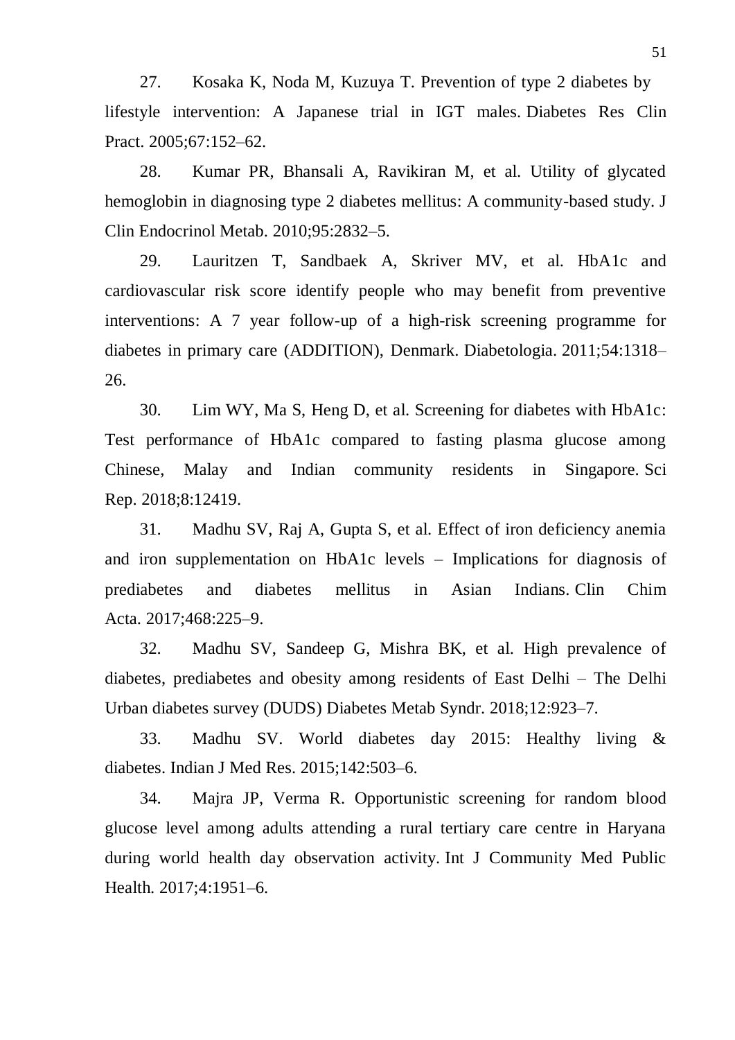27. Kosaka K, Noda M, Kuzuya T. Prevention of type 2 diabetes by lifestyle intervention: A Japanese trial in IGT males. Diabetes Res Clin Pract. 2005;67:152–62.

28. Kumar PR, Bhansali A, Ravikiran M, et al. Utility of glycated hemoglobin in diagnosing type 2 diabetes mellitus: A community-based study. J Clin Endocrinol Metab. 2010;95:2832–5.

29. Lauritzen T, Sandbaek A, Skriver MV, et al. HbA1c and cardiovascular risk score identify people who may benefit from preventive interventions: A 7 year follow-up of a high-risk screening programme for diabetes in primary care (ADDITION), Denmark. Diabetologia. 2011;54:1318–26.

30. Lim WY, Ma S, Heng D, et al. Screening for diabetes with HbA1c: Test performance of HbA1c compared to fasting plasma glucose among Chinese, Malay and Indian community residents in Singapore. Sci Rep. 2018;8:12419.

31. Madhu SV, Raj A, Gupta S, et al. Effect of iron deficiency anemia and iron supplementation on HbA1c levels – Implications for diagnosis of prediabetes and diabetes mellitus in Asian Indians. Clin Chim Acta. 2017;468:225–9.

32. Madhu SV, Sandeep G, Mishra BK, et al. High prevalence of diabetes, prediabetes and obesity among residents of East Delhi – The Delhi Urban diabetes survey (DUDS) Diabetes Metab Syndr. 2018;12:923–7.

33. Madhu SV. World diabetes day 2015: Healthy living & diabetes. Indian J Med Res. 2015;142:503–6.

34. Majra JP, Verma R. Opportunistic screening for random blood glucose level among adults attending a rural tertiary care centre in Haryana during world health day observation activity. Int J Community Med Public Health. 2017;4:1951–6.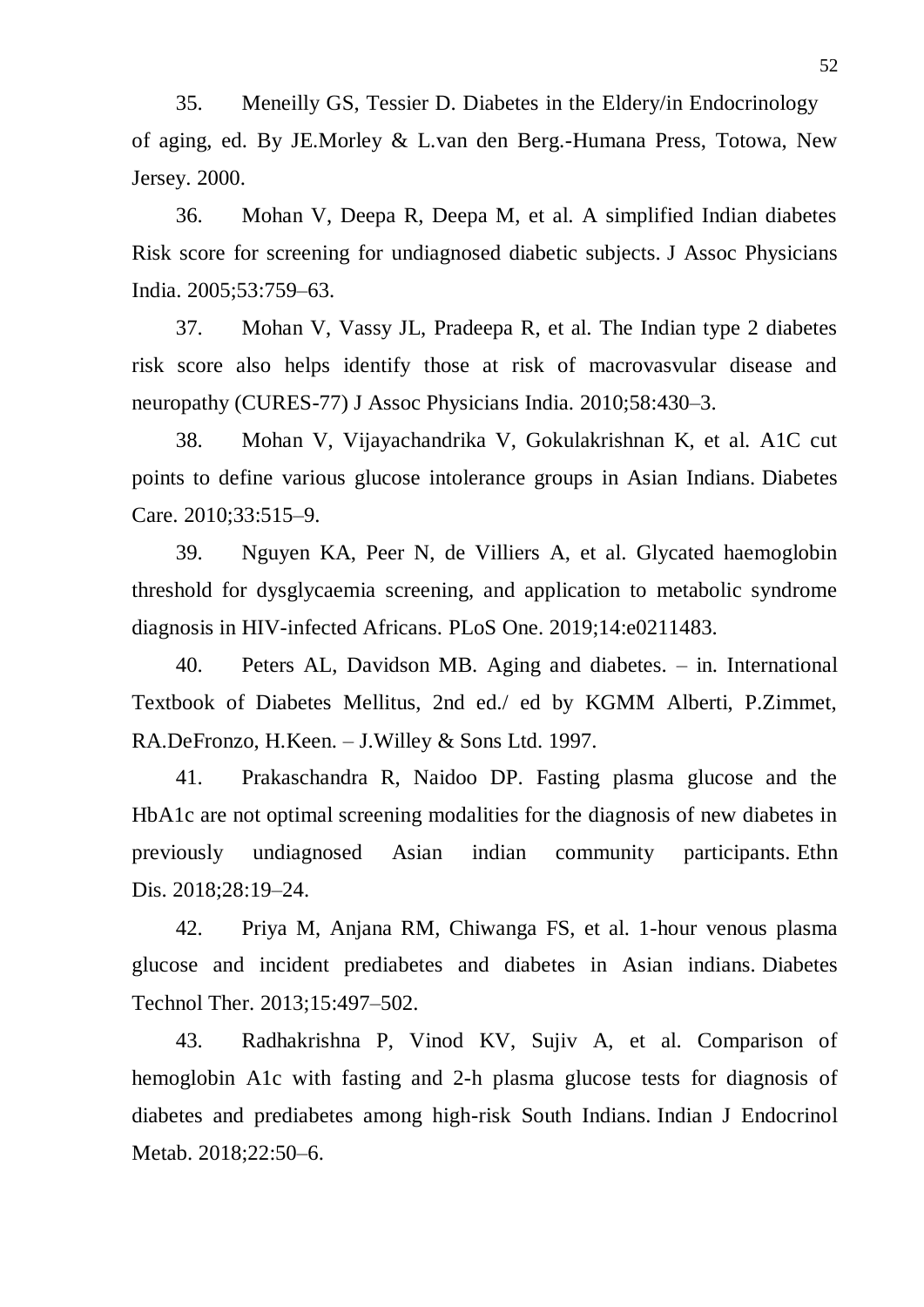35. Meneilly GS, Tessier D. Diabetes in the Eldery/in Endocrinology of aging, ed. By JE.Morley & L.van den Berg.-Humana Press, Totowa, New Jersey. 2000.

36. Mohan V, Deepa R, Deepa M, et al. A simplified Indian diabetes Risk score for screening for undiagnosed diabetic subjects. J Assoc Physicians India. 2005;53:759–63.

37. Mohan V, Vassy JL, Pradeepa R, et al. The Indian type 2 diabetes risk score also helps identify those at risk of macrovasvular disease and neuropathy (CURES-77) J Assoc Physicians India. 2010;58:430–3.

38. Mohan V, Vijayachandrika V, Gokulakrishnan K, et al. A1C cut points to define various glucose intolerance groups in Asian Indians. Diabetes Care. 2010;33:515–9.

39. Nguyen KA, Peer N, de Villiers A, et al. Glycated haemoglobin threshold for dysglycaemia screening, and application to metabolic syndrome diagnosis in HIV-infected Africans. PLoS One. 2019;14:e0211483.

40. Peters AL, Davidson MB. Aging and diabetes. – in. International Textbook of Diabetes Mellitus, 2nd ed./ ed by KGMM Alberti, P.Zimmet, RA.DeFronzo, H.Keen. – J.Willey & Sons Ltd. 1997.

41. Prakaschandra R, Naidoo DP. Fasting plasma glucose and the HbA1c are not optimal screening modalities for the diagnosis of new diabetes in previously undiagnosed Asian indian community participants. Ethn Dis. 2018;28:19–24.

42. Priya M, Anjana RM, Chiwanga FS, et al. 1-hour venous plasma glucose and incident prediabetes and diabetes in Asian indians. Diabetes Technol Ther. 2013;15:497–502.

43. Radhakrishna P, Vinod KV, Sujiv A, et al. Comparison of hemoglobin A1c with fasting and 2-h plasma glucose tests for diagnosis of diabetes and prediabetes among high-risk South Indians. Indian J Endocrinol Metab. 2018;22:50–6.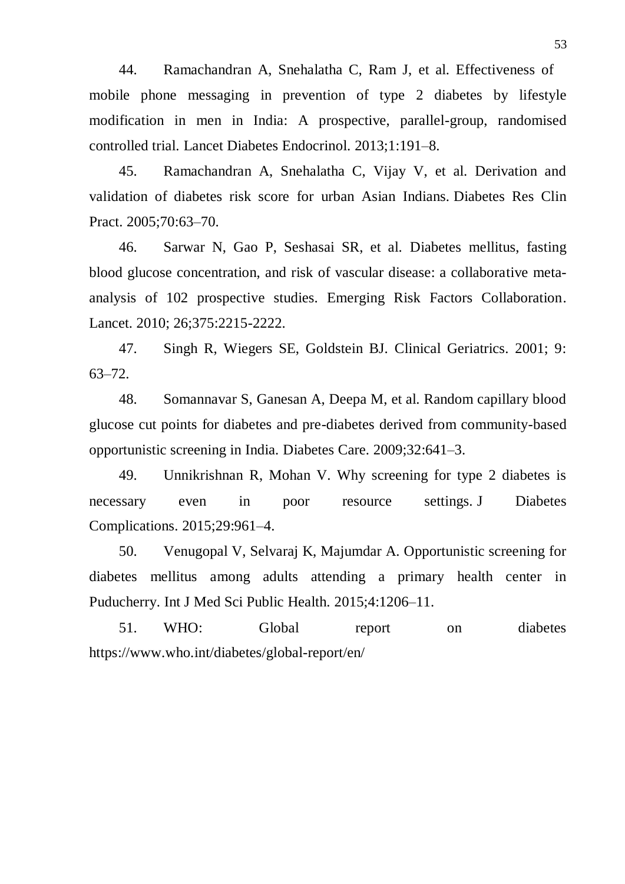44. Ramachandran A, Snehalatha C, Ram J, et al. Effectiveness of mobile phone messaging in prevention of type 2 diabetes by lifestyle modification in men in India: A prospective, parallel-group, randomised controlled trial. Lancet Diabetes Endocrinol. 2013;1:191–8.

45. Ramachandran A, Snehalatha C, Vijay V, et al. Derivation and validation of diabetes risk score for urban Asian Indians. Diabetes Res Clin Pract. 2005;70:63–70.

46. Sarwar N, Gao P, Seshasai SR, et al. Diabetes mellitus, fasting blood glucose concentration, and risk of vascular disease: a collaborative meta-analysis of 102 prospective studies. Emerging Risk Factors Collaboration. Lancet. 2010; 26;375:2215-2222.

47. Singh R, Wiegers SE, Goldstein BJ. Clinical Geriatrics. 2001; 9: 63–72.

48. Somannavar S, Ganesan A, Deepa M, et al. Random capillary blood glucose cut points for diabetes and pre-diabetes derived from community-based opportunistic screening in India. Diabetes Care. 2009;32:641–3.

49. Unnikrishnan R, Mohan V. Why screening for type 2 diabetes is necessary even in poor resource settings. J Diabetes Complications. 2015;29:961–4.

50. Venugopal V, Selvaraj K, Majumdar A. Opportunistic screening for diabetes mellitus among adults attending a primary health center in Puducherry. Int J Med Sci Public Health. 2015;4:1206–11.

51. WHO: Global report on diabetes https://www.who.int/diabetes/global-report/en/